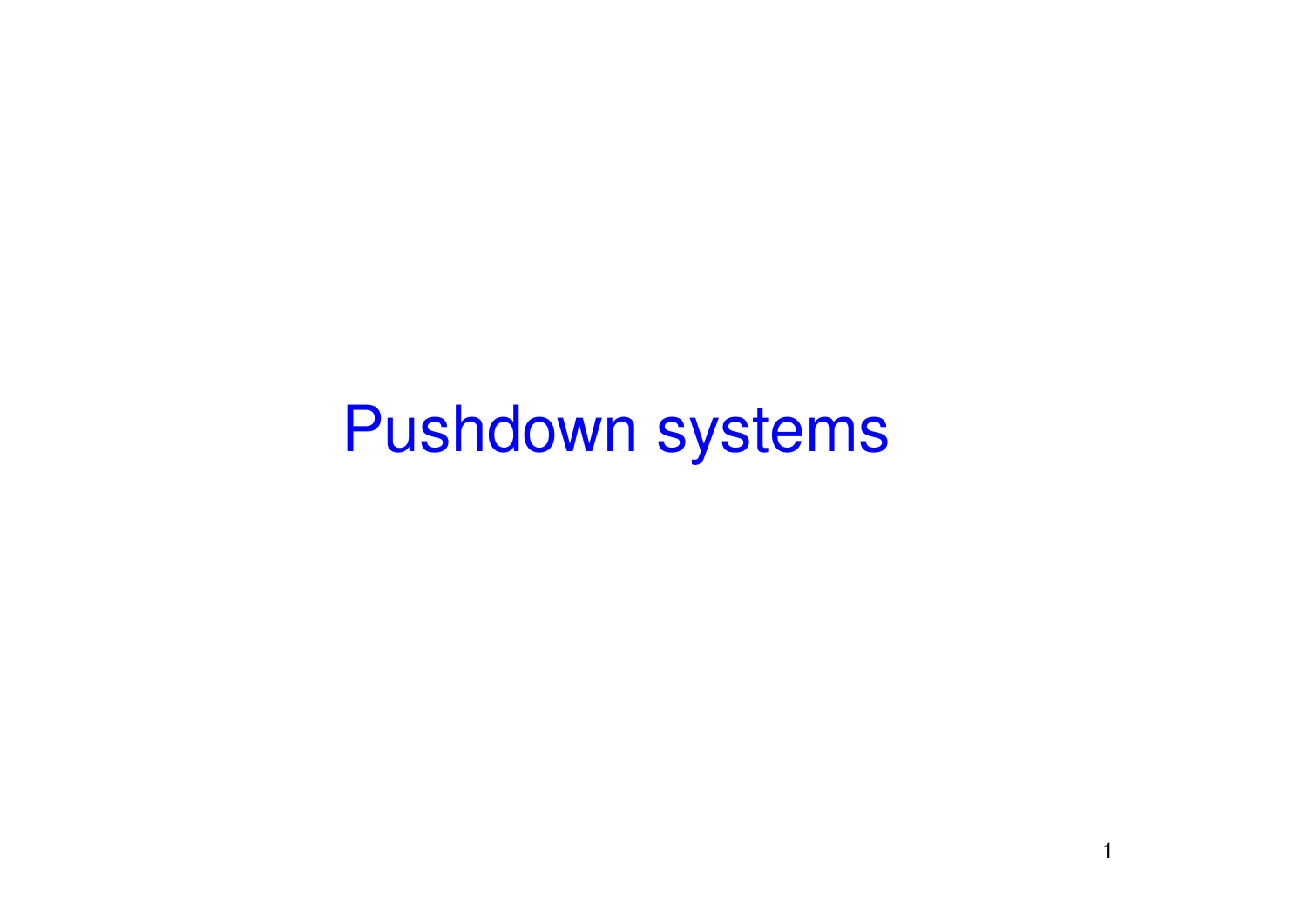# Pushdown systems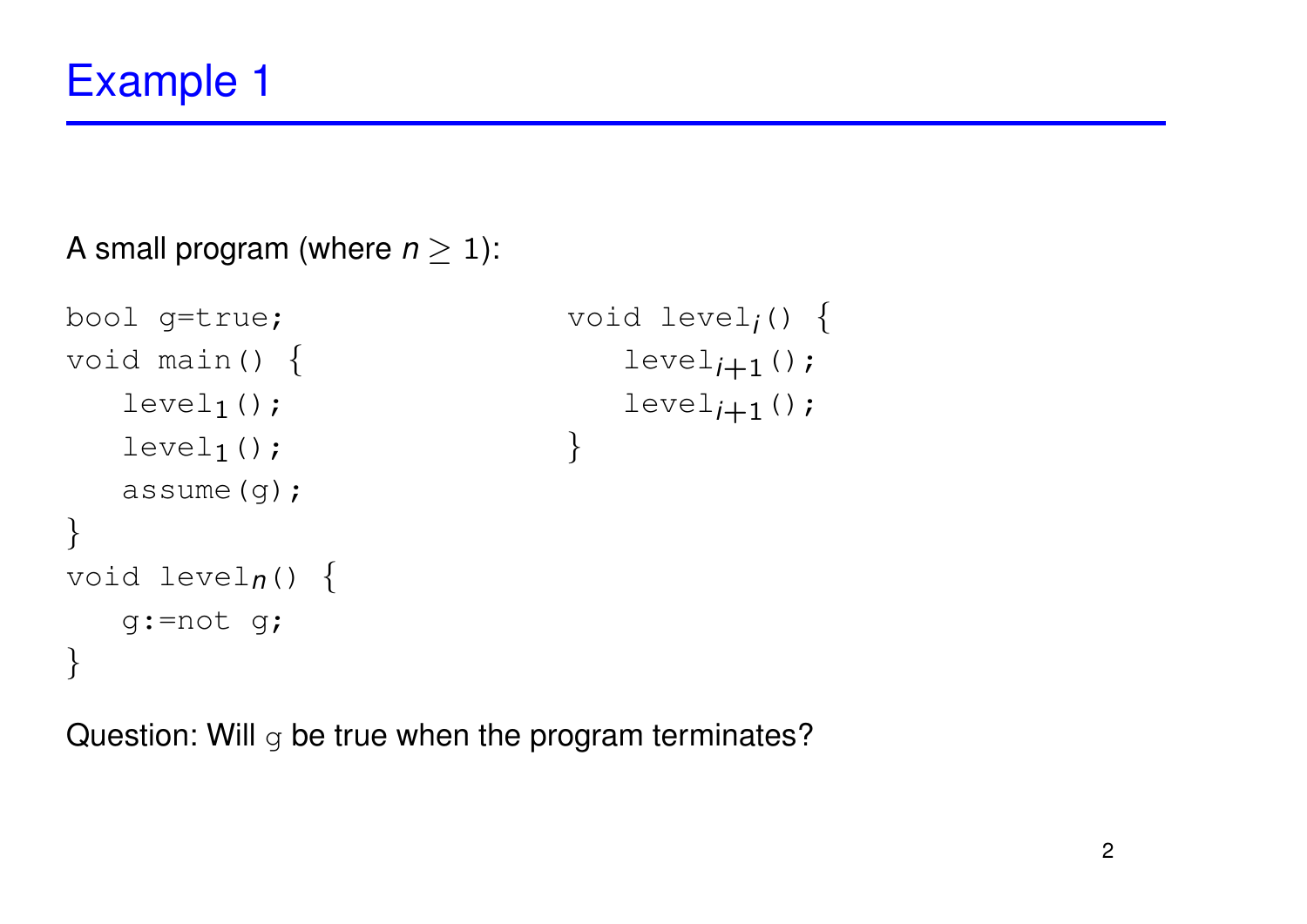# Example 1

A small program (where $n \geq 1$):

```
bool g=true;
void main() {
   level_1();
   level_1();
   assume(g);
}
void level_n() {
   g:=not g;
}
```

```
void level_i() {
   level_{i+1}();
   level_{i+1}();
}
```

Question: Will `g` be true when the program terminates?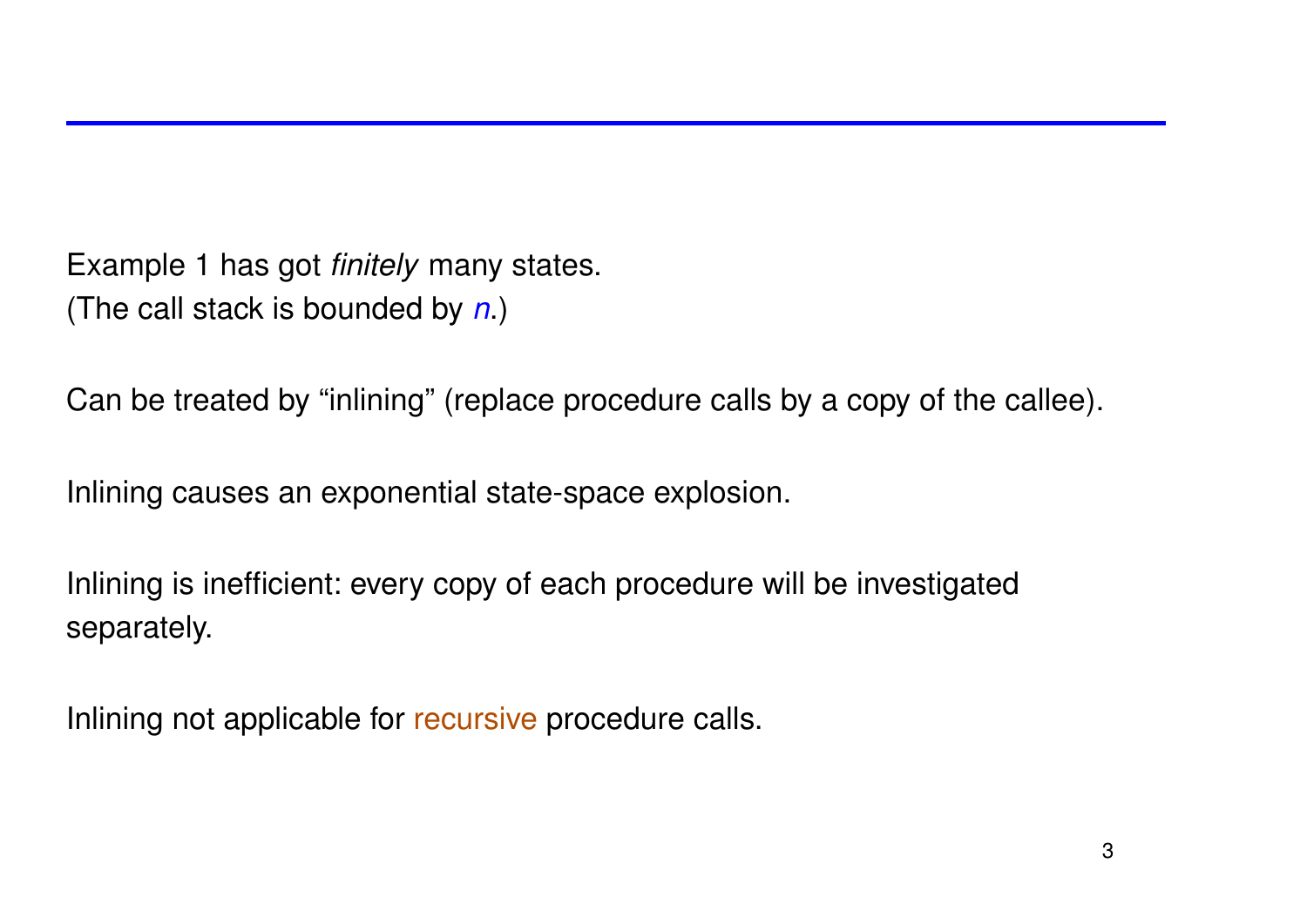Example 1 has got *finitely* many states.
(The call stack is bounded by $n$.)

Can be treated by "inlining" (replace procedure calls by a copy of the callee).

Inlining causes an exponential state-space explosion.

Inlining is inefficient: every copy of each procedure will be investigated separately.

Inlining not applicable for recursive procedure calls.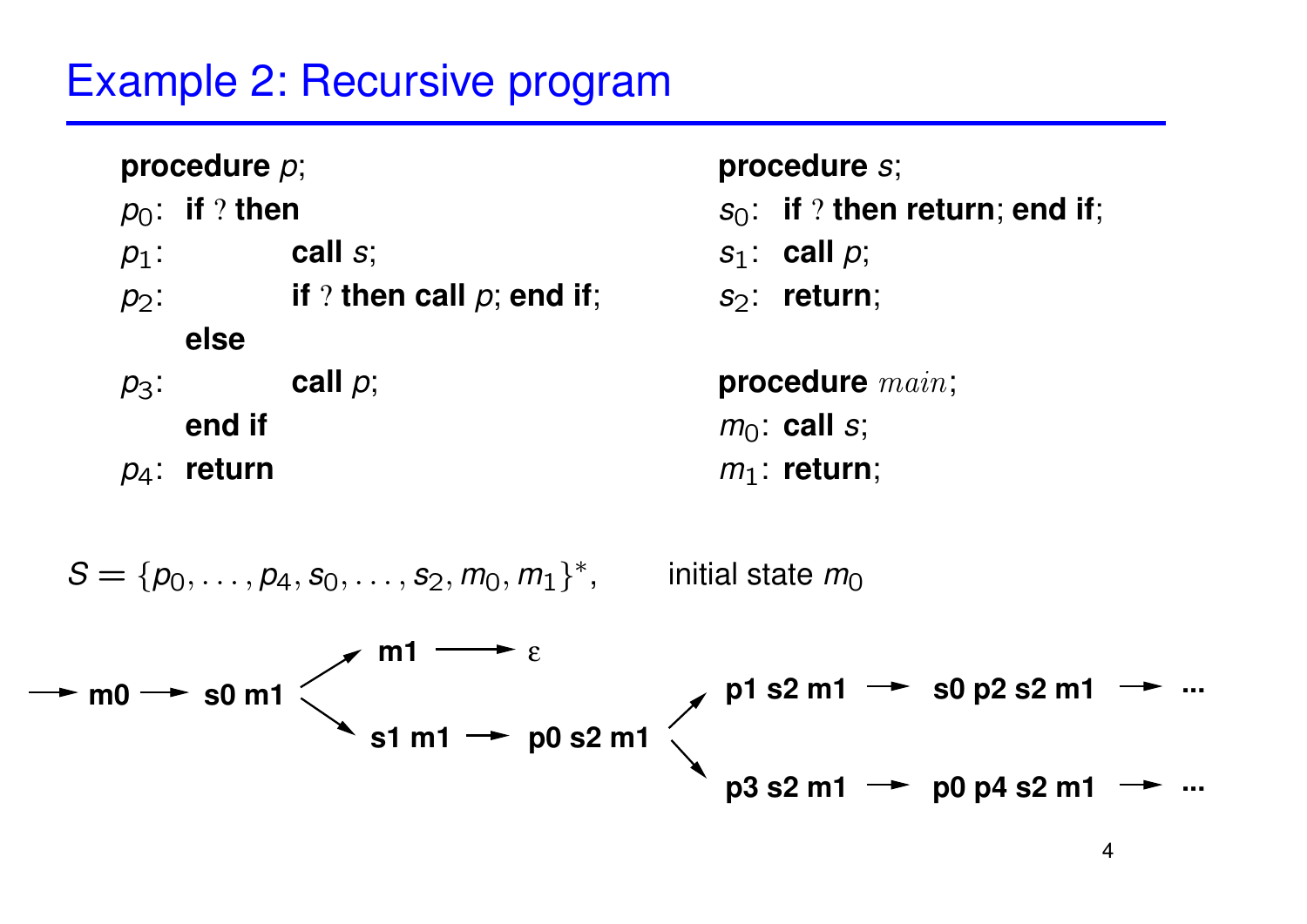# Example 2: Recursive program

```
procedure p;
p0:  if ? then
p1:        call s;
p2:        if ? then call p; end if;
     else
p3:        call p;
     end if
p4:  return

procedure s;
s0:  if ? then return; end if;
s1:  call p;
s2:  return;

procedure main;
m0: call s;
m1: return;
```

$S = \{p_0, \ldots, p_4, s_0, \ldots, s_2, m_0, m_1\}^*$, initial state $m_0$

```
→ m0 → s0 m1 ─┬→ m1 → ε
              └→ s1 m1 → p0 s2 m1 ─┬→ p1 s2 m1 → s0 p2 s2 m1 → ...
                                   └→ p3 s2 m1 → p0 p4 s2 m1 → ...
```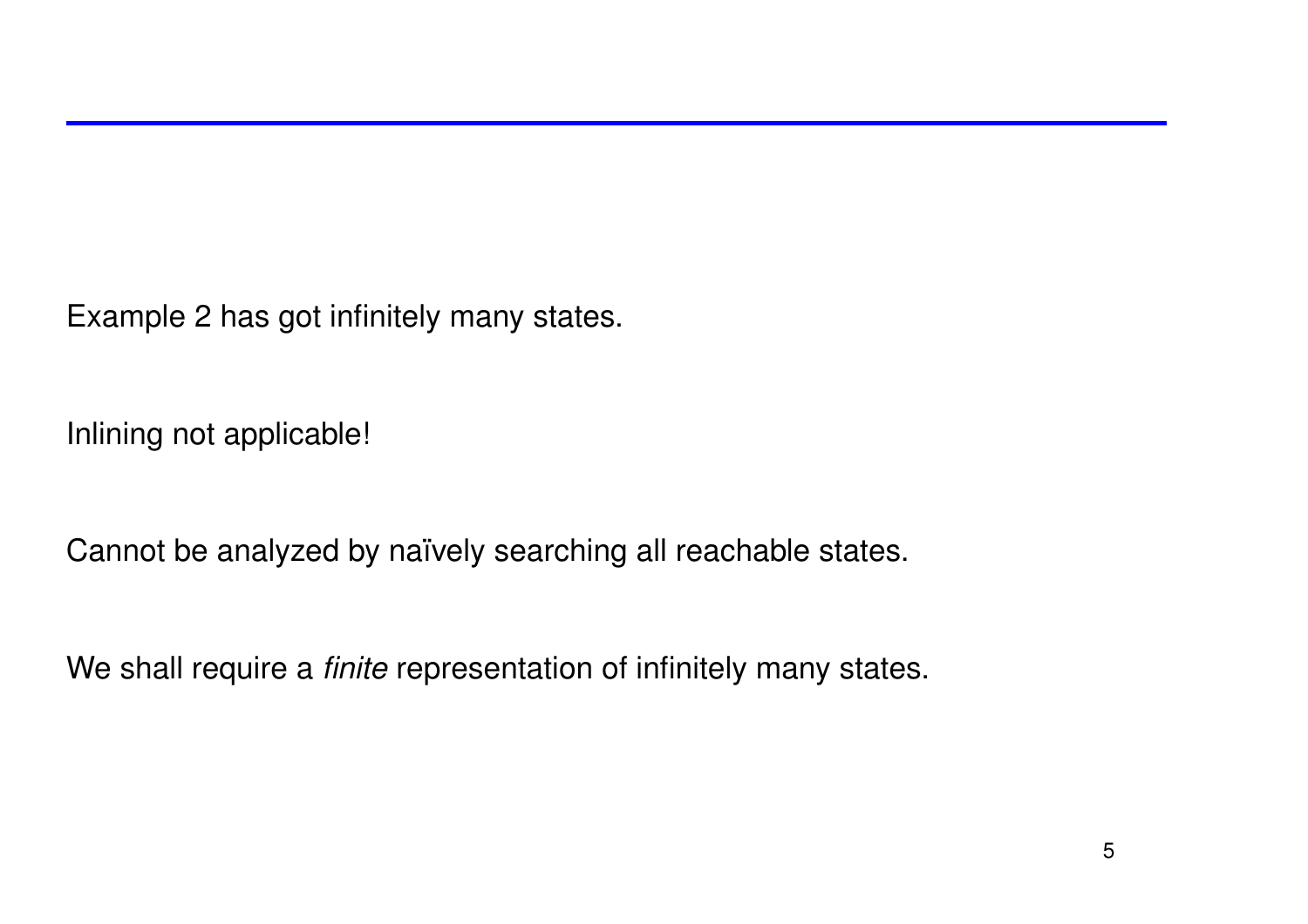Example 2 has got infinitely many states.

Inlining not applicable!

Cannot be analyzed by naïvely searching all reachable states.

We shall require a *finite* representation of infinitely many states.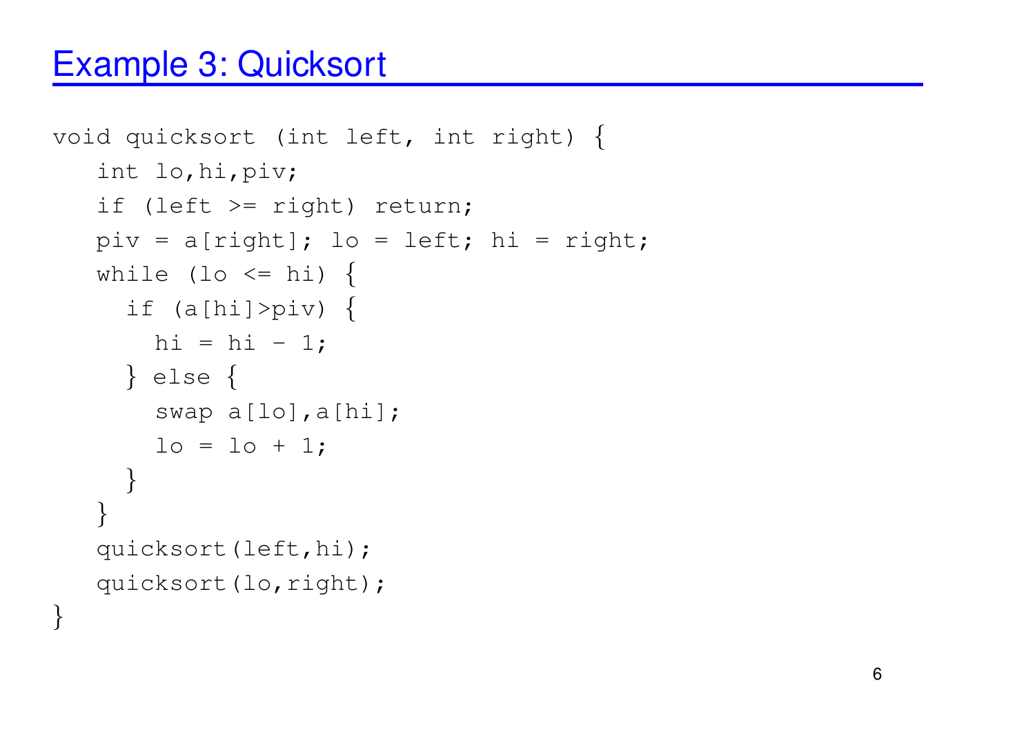# Example 3: Quicksort

```
void quicksort (int left, int right) {
   int lo,hi,piv;
   if (left >= right) return;
   piv = a[right]; lo = left; hi = right;
   while (lo <= hi) {
     if (a[hi]>piv) {
       hi = hi - 1;
     } else {
       swap a[lo],a[hi];
       lo = lo + 1;
     }
   }
   quicksort(left,hi);
   quicksort(lo,right);
}
```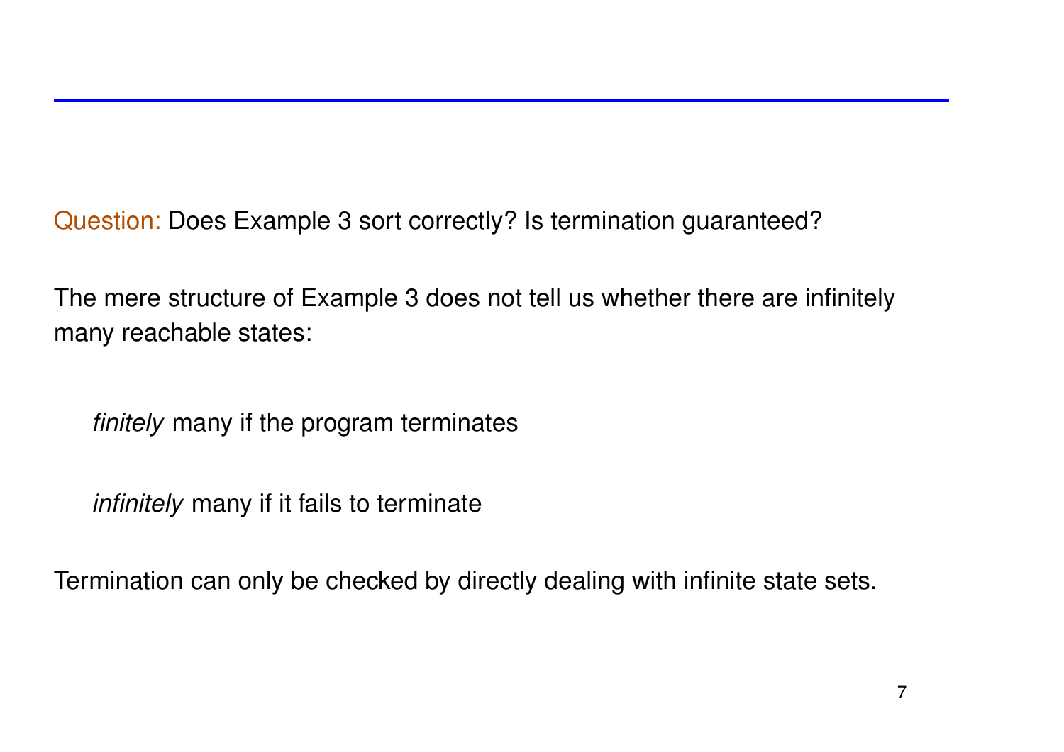Question: Does Example 3 sort correctly? Is termination guaranteed?

The mere structure of Example 3 does not tell us whether there are infinitely many reachable states:

*finitely* many if the program terminates

*infinitely* many if it fails to terminate

Termination can only be checked by directly dealing with infinite state sets.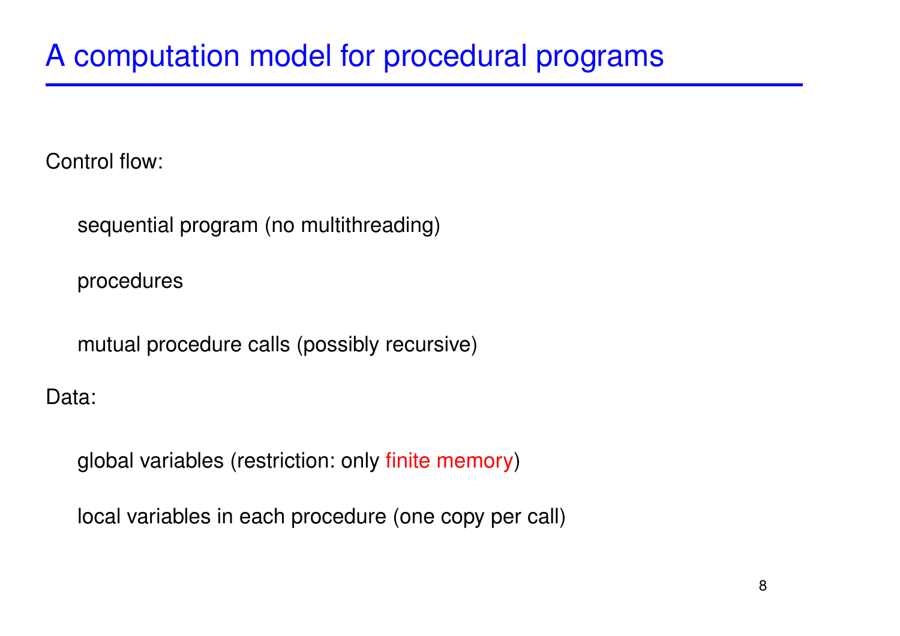# A computation model for procedural programs

Control flow:

- sequential program (no multithreading)
- procedures
- mutual procedure calls (possibly recursive)

Data:

- global variables (restriction: only finite memory)
- local variables in each procedure (one copy per call)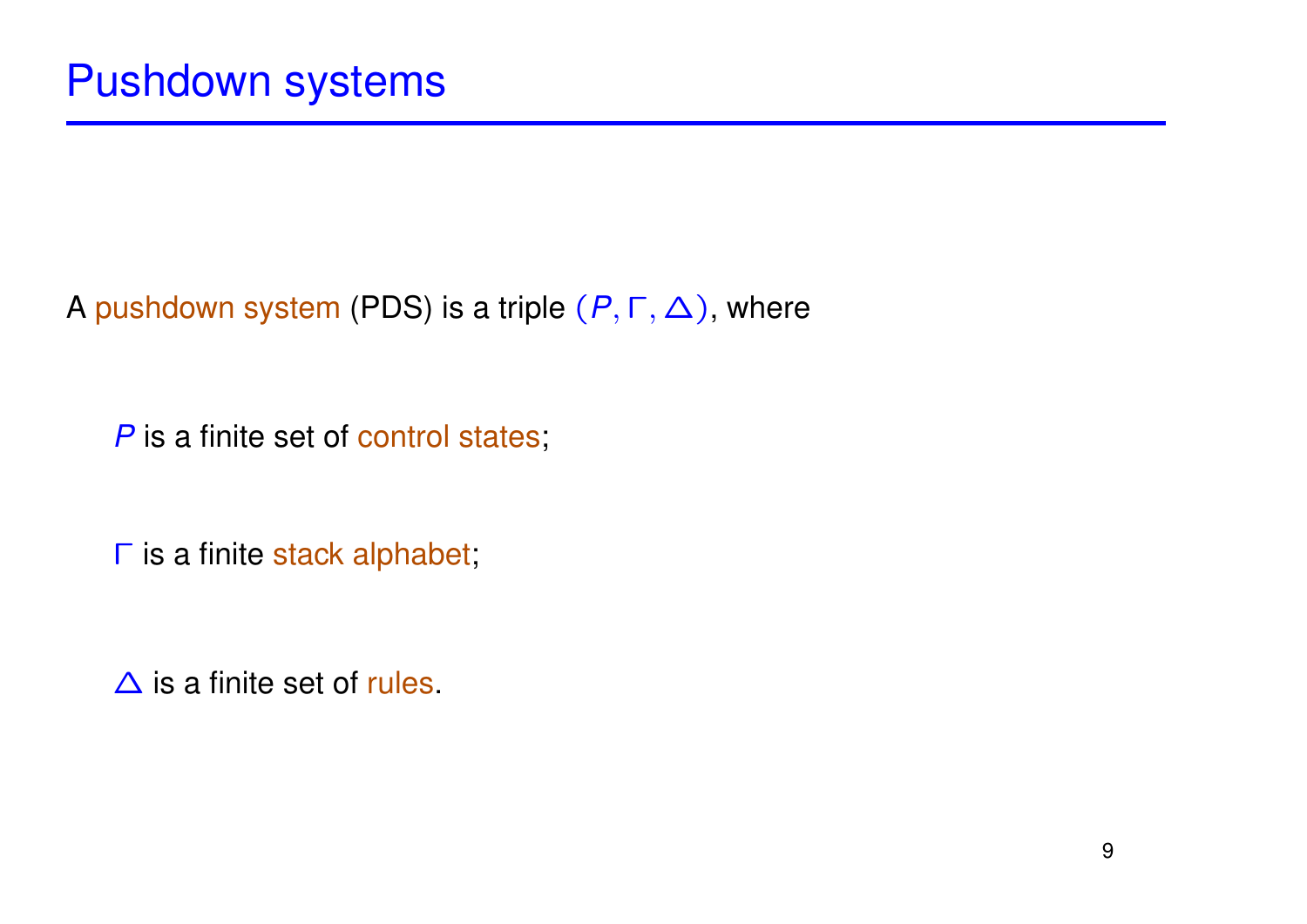# Pushdown systems

A pushdown system (PDS) is a triple $(P, \Gamma, \Delta)$, where

- $P$ is a finite set of control states;
- $\Gamma$ is a finite stack alphabet;
- $\Delta$ is a finite set of rules.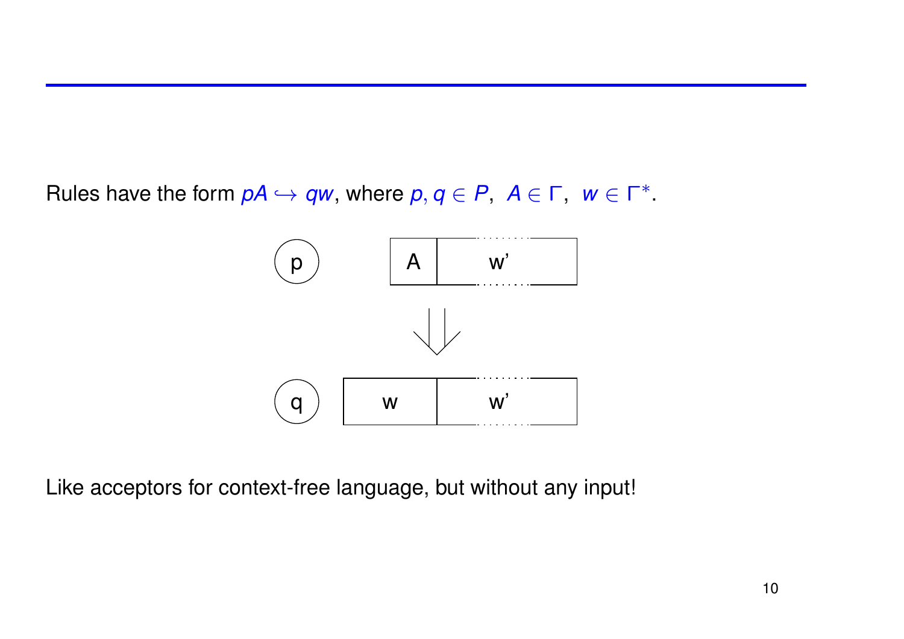Rules have the form $pA \hookrightarrow qw$, where $p, q \in P$, $A \in \Gamma$, $w \in \Gamma^*$.

Like acceptors for context-free language, but without any input!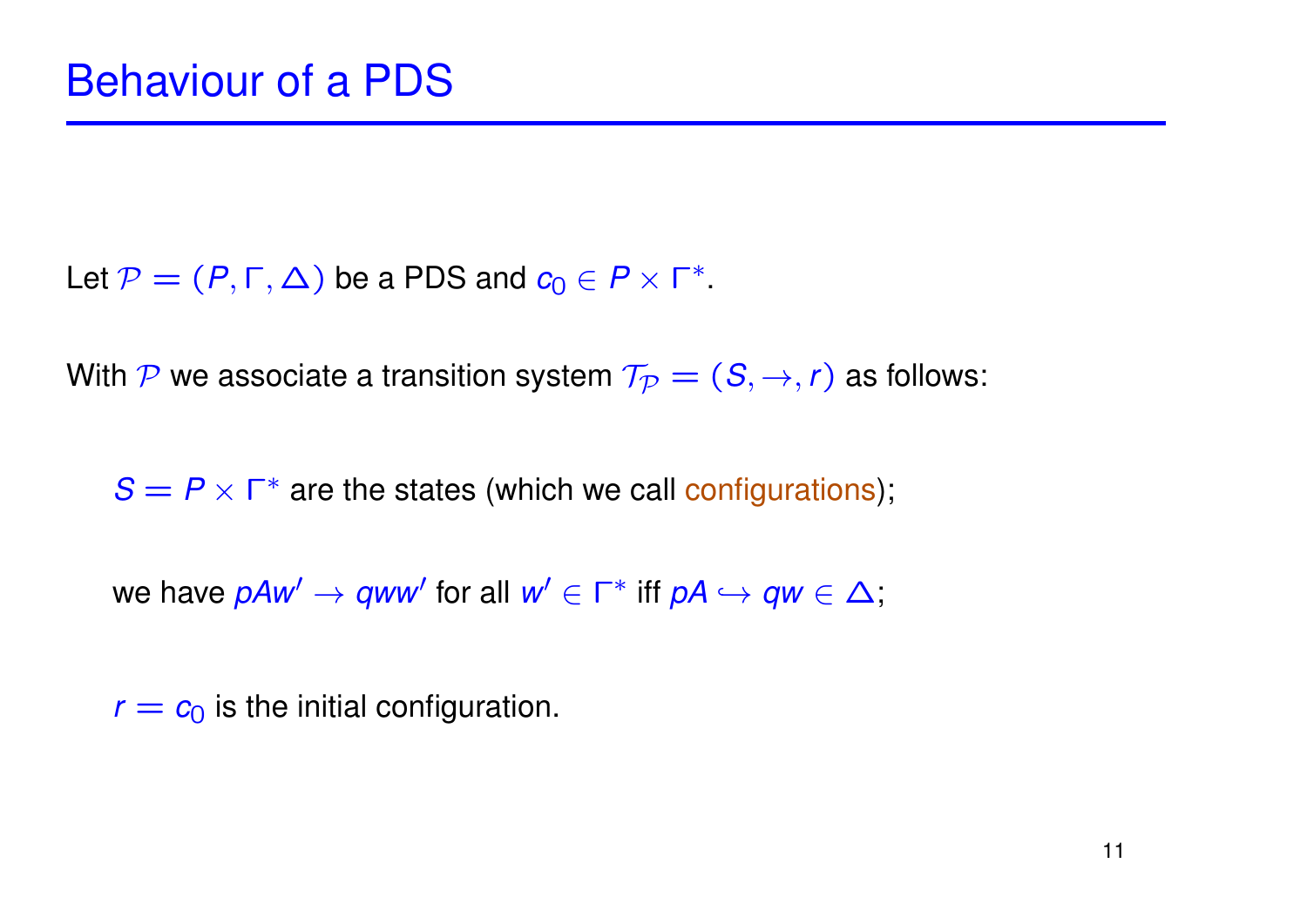# Behaviour of a PDS

Let $\mathcal{P} = (P, \Gamma, \Delta)$ be a PDS and $c_0 \in P \times \Gamma^*$.

With $\mathcal{P}$ we associate a transition system $\mathcal{T}_\mathcal{P} = (S, \rightarrow, r)$ as follows:

- $S = P \times \Gamma^*$ are the states (which we call configurations);
- we have $pAw' \rightarrow qww'$ for all $w' \in \Gamma^*$ iff $pA \hookrightarrow qw \in \Delta$;
- $r = c_0$ is the initial configuration.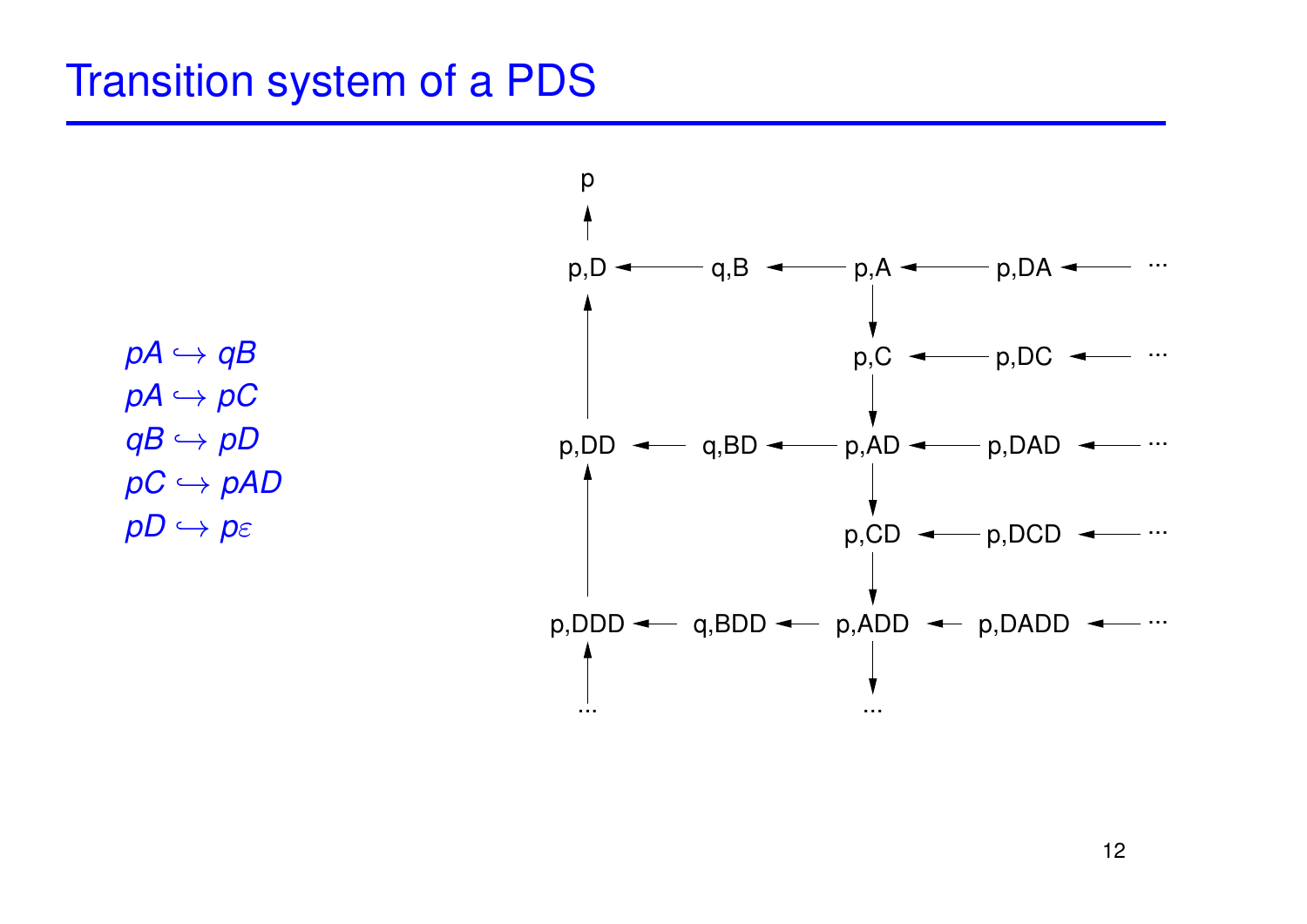# Transition system of a PDS

$pA \hookrightarrow qB$
$pA \hookrightarrow pC$
$qB \hookrightarrow pD$
$pC \hookrightarrow pAD$
$pD \hookrightarrow p\varepsilon$

p

p,D ← q,B ← p,A ← p,DA ← ...

p,C ← p,DC ← ...

p,DD ← q,BD ← p,AD ← p,DAD ← ...

p,CD ← p,DCD ← ...

p,DDD ← q,BDD ← p,ADD ← p,DADD ← ...

...　　...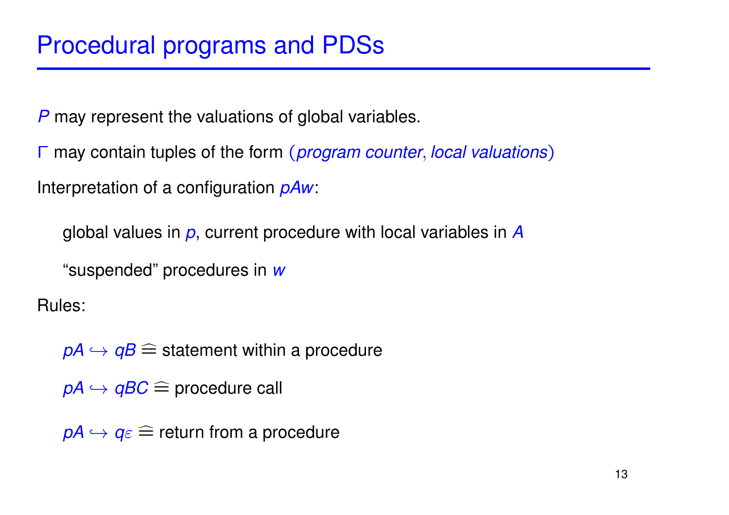# Procedural programs and PDSs

$P$ may represent the valuations of global variables.

$\Gamma$ may contain tuples of the form (*program counter*, *local valuations*)

Interpretation of a configuration $pAw$:

global values in $p$, current procedure with local variables in $A$

"suspended" procedures in $w$

Rules:

$pA \hookrightarrow qB \;\widehat{=}$ statement within a procedure

$pA \hookrightarrow qBC \;\widehat{=}$ procedure call

$pA \hookrightarrow q\varepsilon \;\widehat{=}$ return from a procedure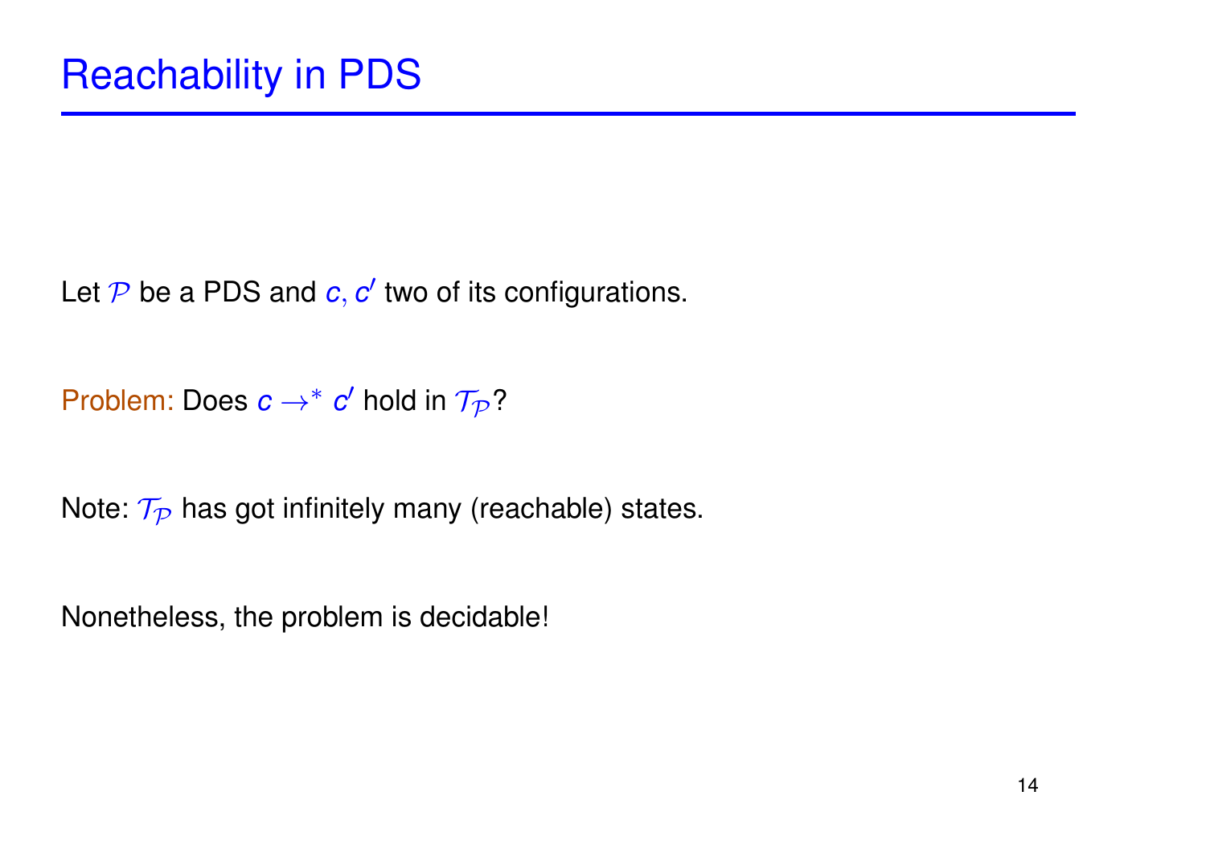# Reachability in PDS

Let $\mathcal{P}$ be a PDS and $c, c'$ two of its configurations.

Problem: Does $c \rightarrow^* c'$ hold in $\mathcal{T}_\mathcal{P}$?

Note: $\mathcal{T}_\mathcal{P}$ has got infinitely many (reachable) states.

Nonetheless, the problem is decidable!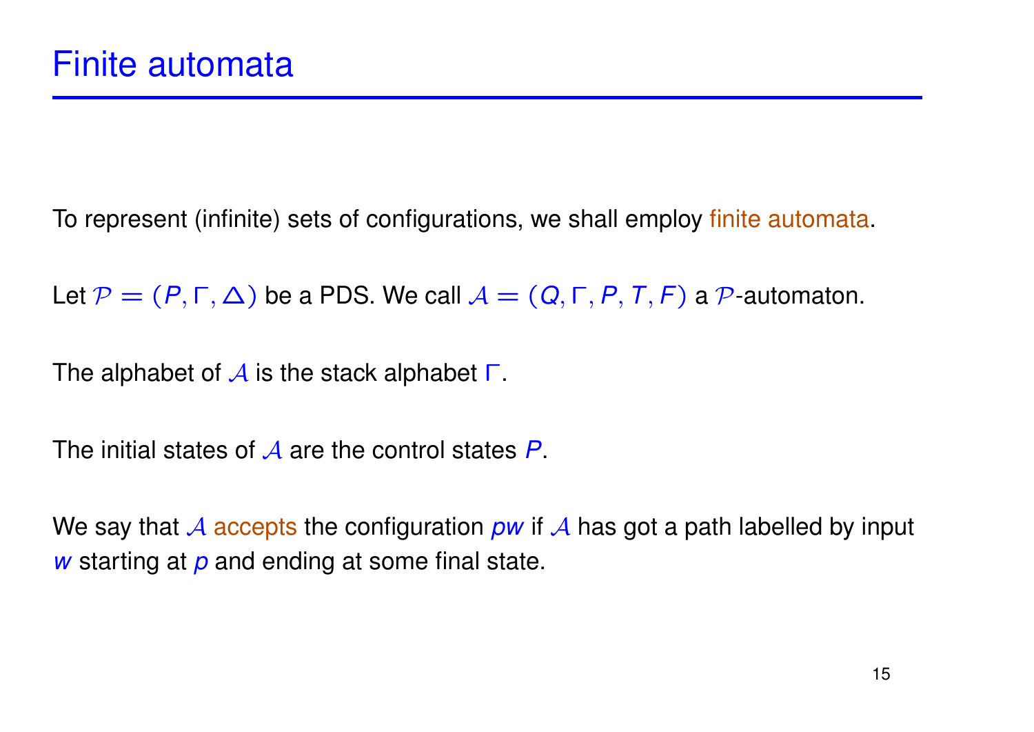# Finite automata

To represent (infinite) sets of configurations, we shall employ finite automata.

Let $\mathcal{P} = (P, \Gamma, \Delta)$ be a PDS. We call $\mathcal{A} = (Q, \Gamma, P, T, F)$ a $\mathcal{P}$-automaton.

The alphabet of $\mathcal{A}$ is the stack alphabet $\Gamma$.

The initial states of $\mathcal{A}$ are the control states $P$.

We say that $\mathcal{A}$ accepts the configuration $pw$ if $\mathcal{A}$ has got a path labelled by input $w$ starting at $p$ and ending at some final state.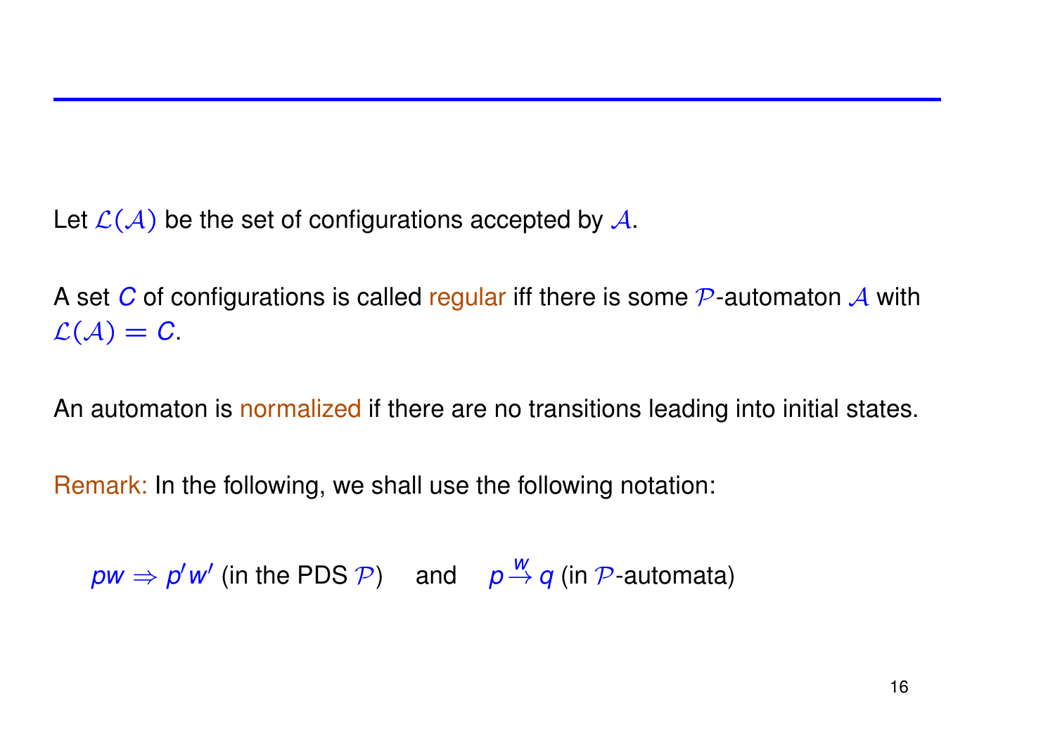Let $\mathcal{L}(\mathcal{A})$ be the set of configurations accepted by $\mathcal{A}$.

A set $C$ of configurations is called regular iff there is some $\mathcal{P}$-automaton $\mathcal{A}$ with $\mathcal{L}(\mathcal{A}) = C$.

An automaton is normalized if there are no transitions leading into initial states.

Remark: In the following, we shall use the following notation:

$pw \Rightarrow p'w'$ (in the PDS $\mathcal{P}$) and $p \xrightarrow{w} q$ (in $\mathcal{P}$-automata)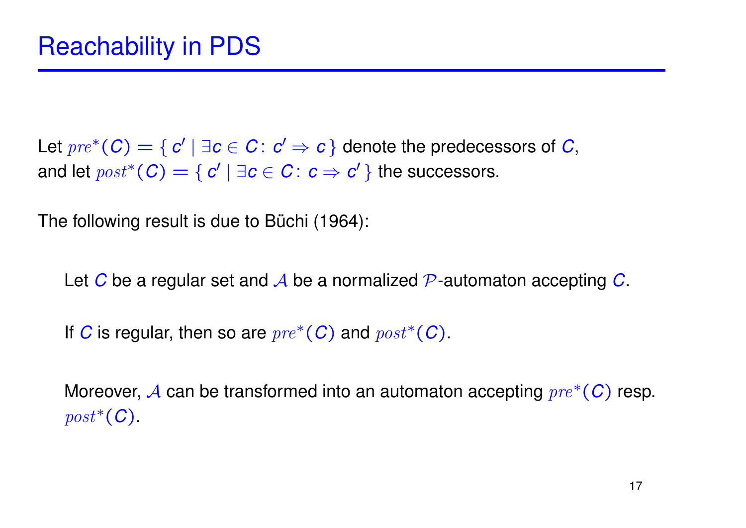# Reachability in PDS

Let $pre^*(C) = \{ c' \mid \exists c \in C \colon c' \Rightarrow c \}$ denote the predecessors of $C$, and let $post^*(C) = \{ c' \mid \exists c \in C \colon c \Rightarrow c' \}$ the successors.

The following result is due to Büchi (1964):

> Let $C$ be a regular set and $\mathcal{A}$ be a normalized $\mathcal{P}$-automaton accepting $C$.
>
> If $C$ is regular, then so are $pre^*(C)$ and $post^*(C)$.
>
> Moreover, $\mathcal{A}$ can be transformed into an automaton accepting $pre^*(C)$ resp. $post^*(C)$.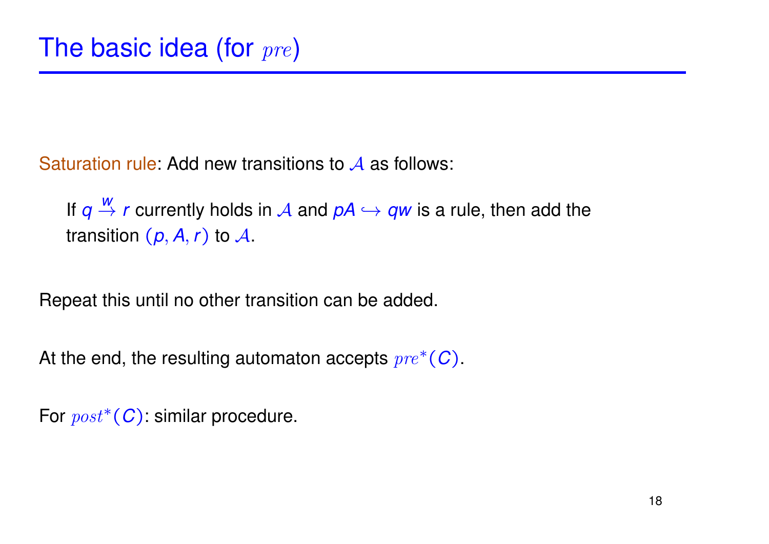# The basic idea (for $pre$)

Saturation rule: Add new transitions to $\mathcal{A}$ as follows:

> If $q \xrightarrow{w} r$ currently holds in $\mathcal{A}$ and $pA \hookrightarrow qw$ is a rule, then add the transition $(p, A, r)$ to $\mathcal{A}$.

Repeat this until no other transition can be added.

At the end, the resulting automaton accepts $pre^*(C)$.

For $post^*(C)$: similar procedure.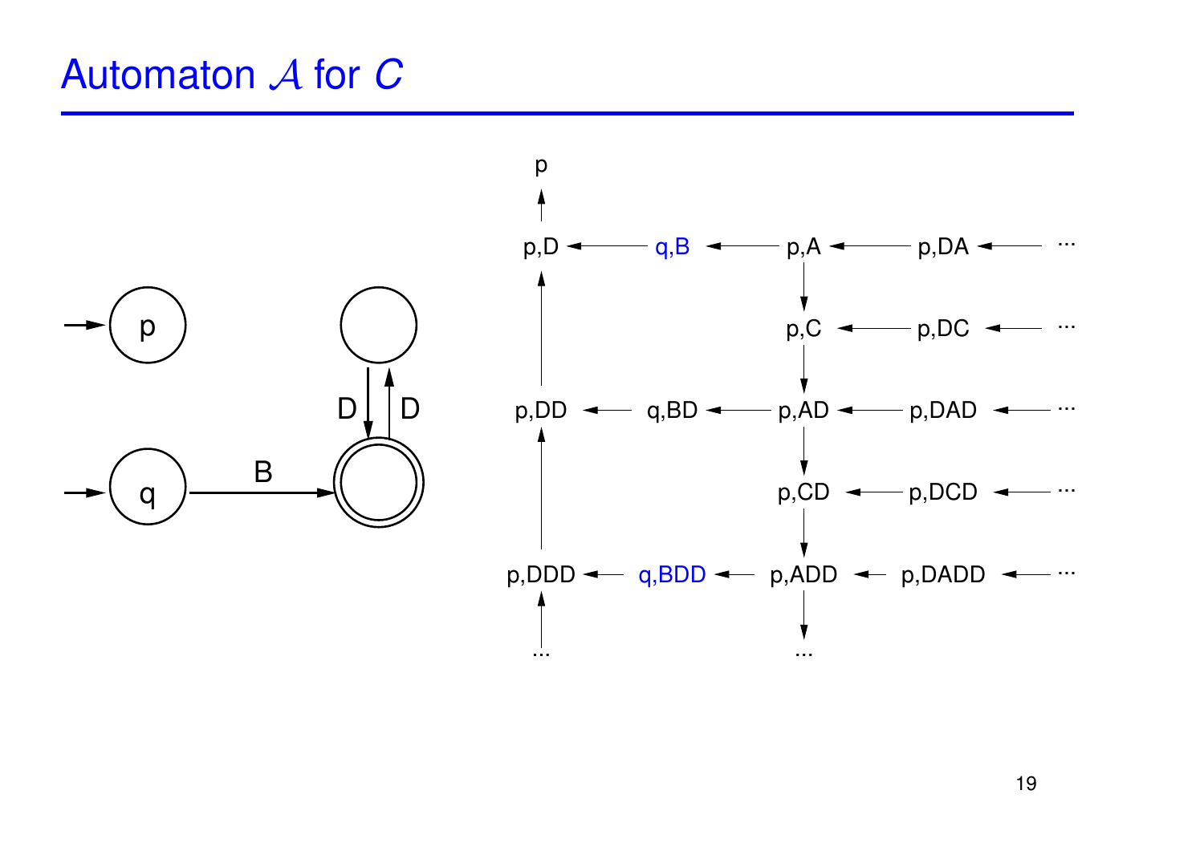# Automaton $\mathcal{A}$ for $C$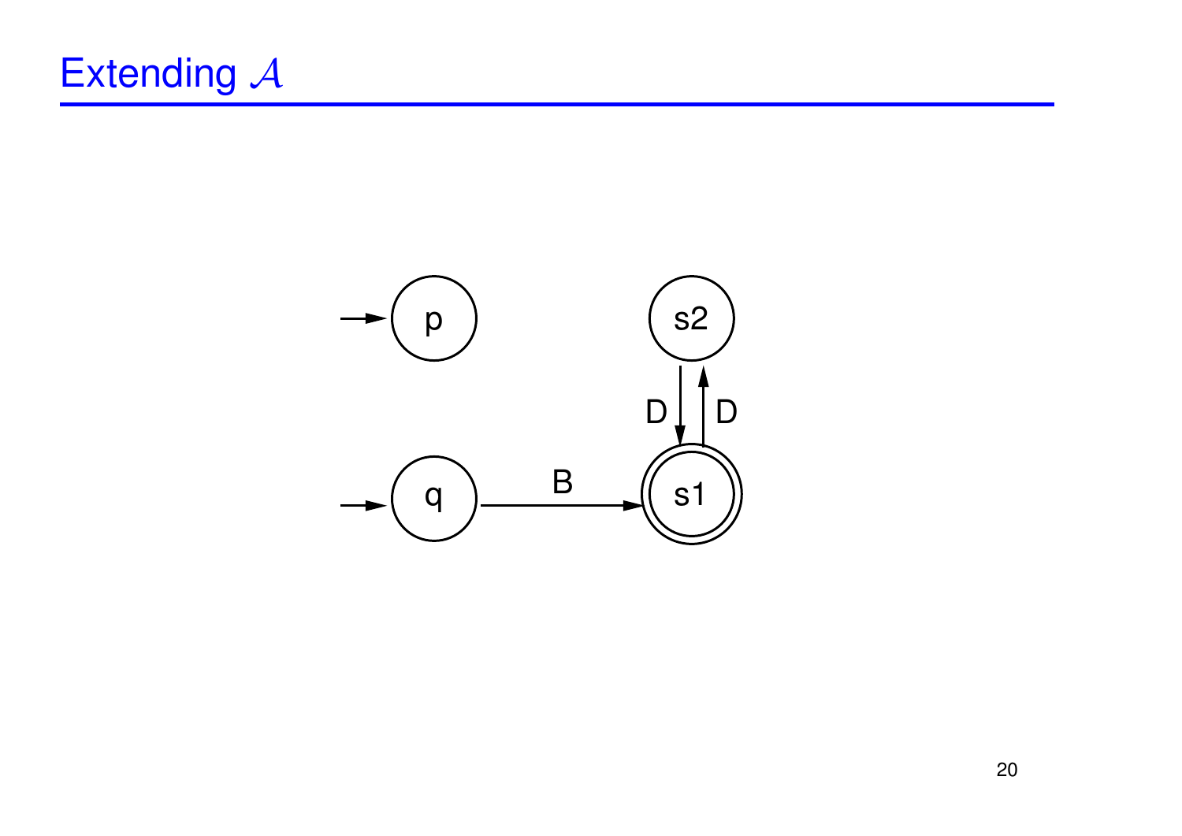# Extending $\mathcal{A}$

p

s2

D D

q B s1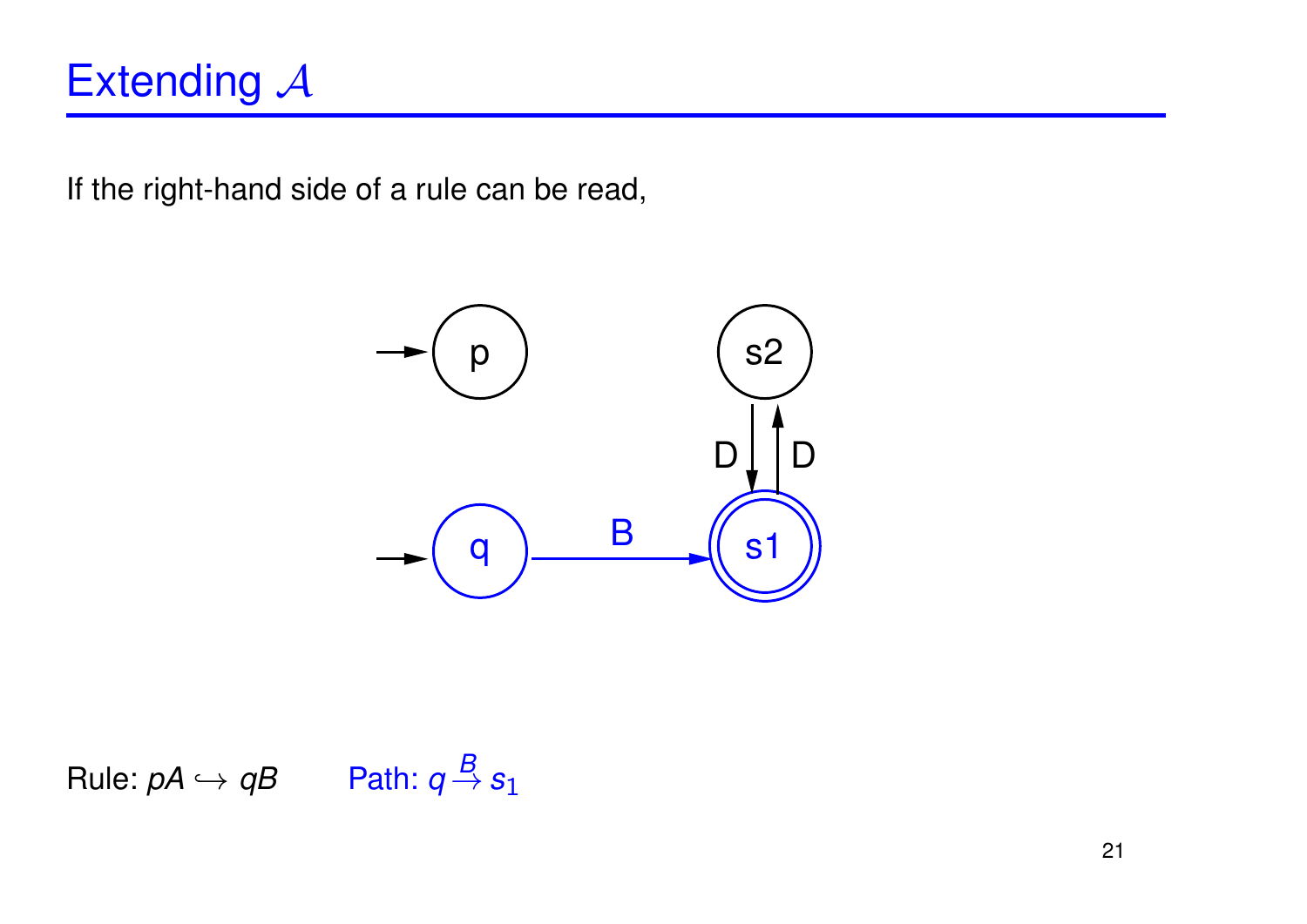# Extending $\mathcal{A}$

If the right-hand side of a rule can be read,

Rule: $pA \hookrightarrow qB$ Path: $q \xrightarrow{B} s_1$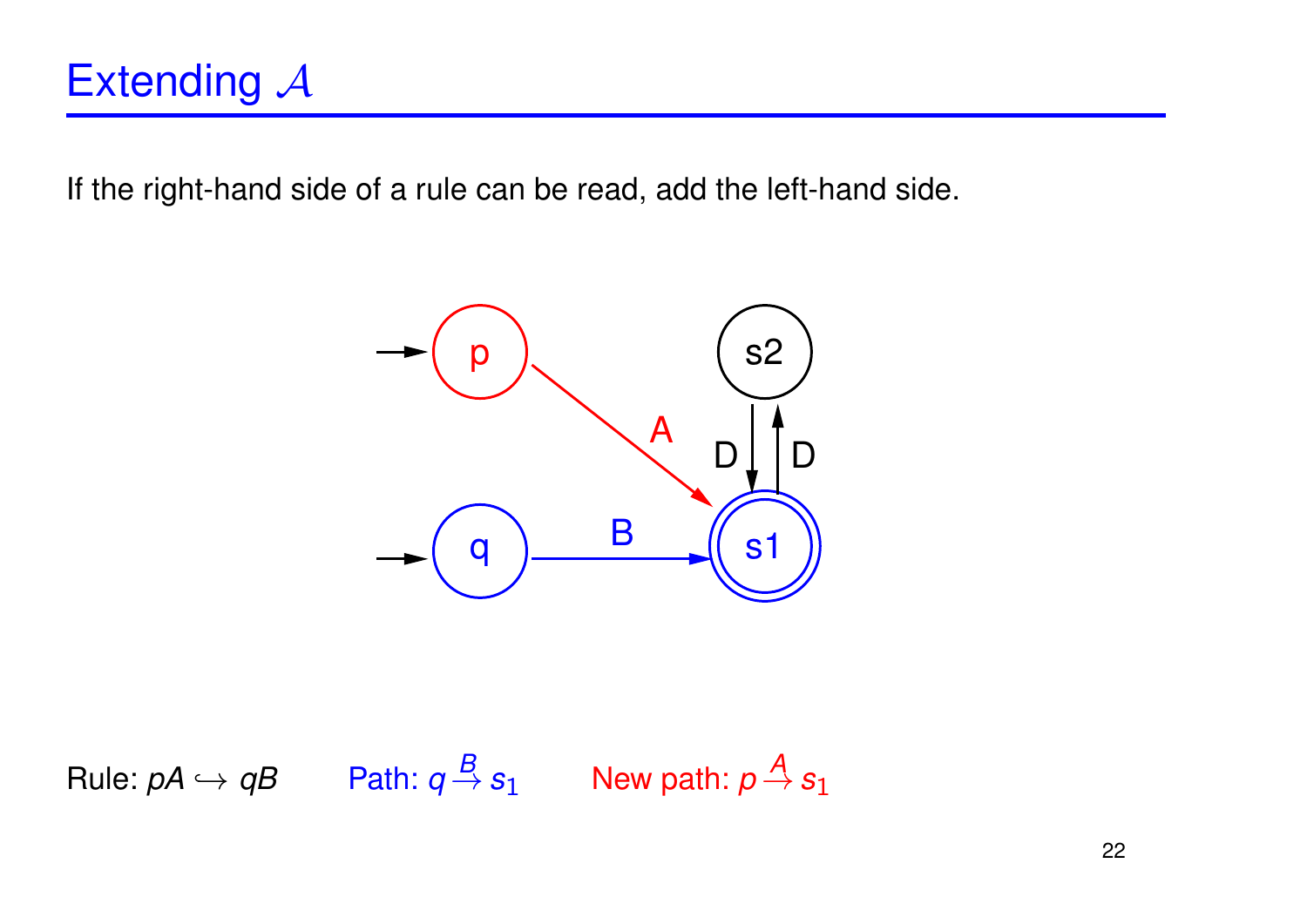# Extending $\mathcal{A}$

If the right-hand side of a rule can be read, add the left-hand side.

Rule: $pA \hookrightarrow qB$ Path: $q \xrightarrow{B} s_1$ New path: $p \xrightarrow{A} s_1$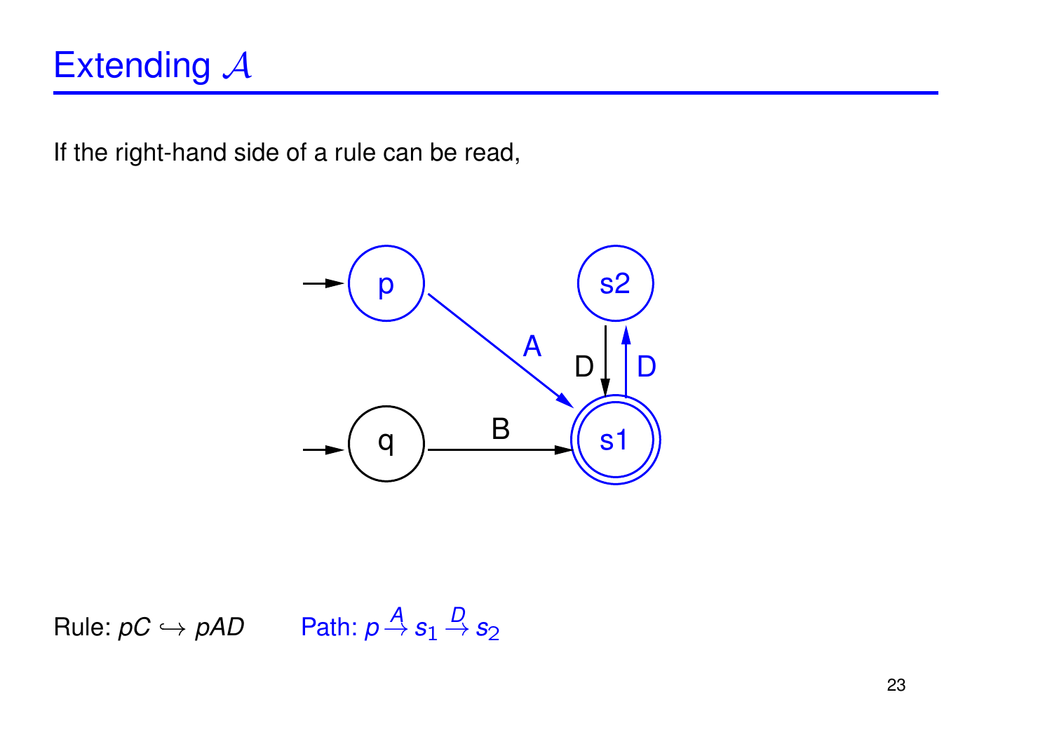# Extending $\mathcal{A}$

If the right-hand side of a rule can be read,

Rule: $pC \hookrightarrow pAD$ Path: $p \xrightarrow{A} s_1 \xrightarrow{D} s_2$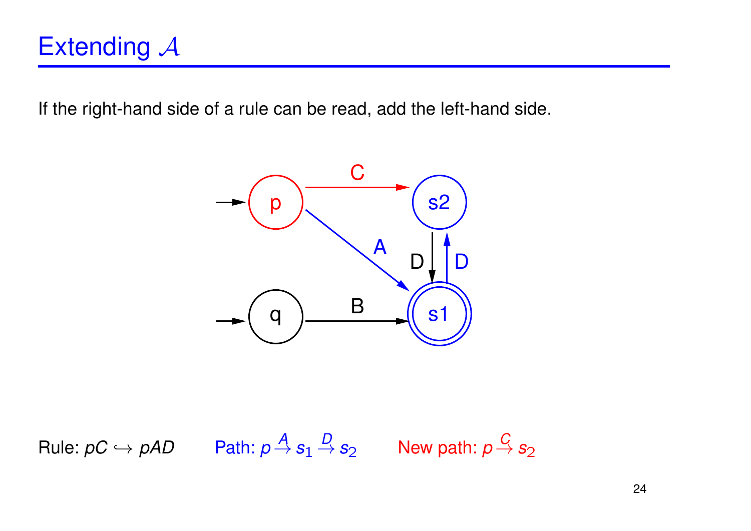# Extending $\mathcal{A}$

If the right-hand side of a rule can be read, add the left-hand side.

Rule: $pC \hookrightarrow pAD$ Path: $p \xrightarrow{A} s_1 \xrightarrow{D} s_2$ New path: $p \xrightarrow{C} s_2$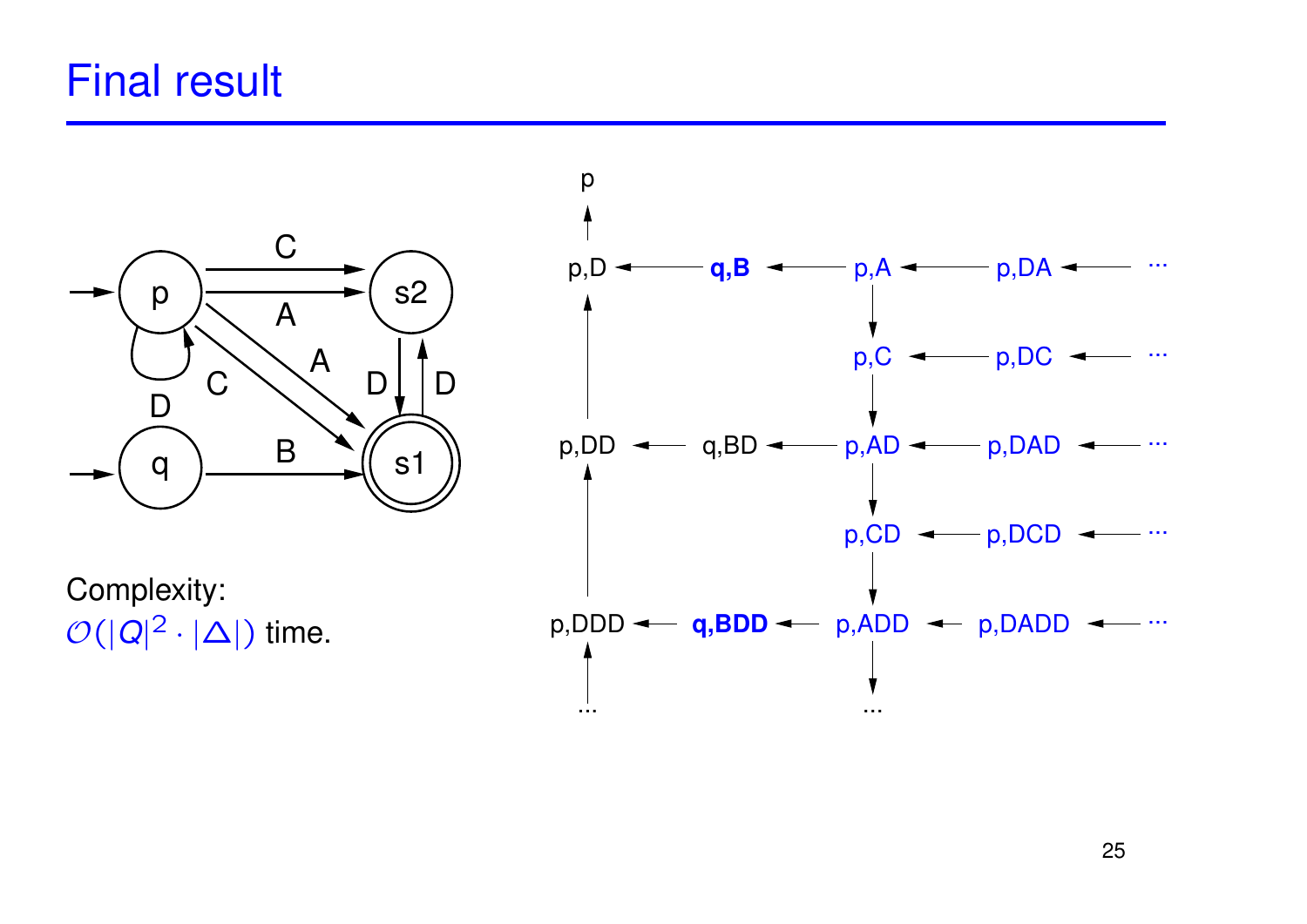# Final result

Complexity:
$\mathcal{O}(|Q|^2 \cdot |\Delta|)$ time.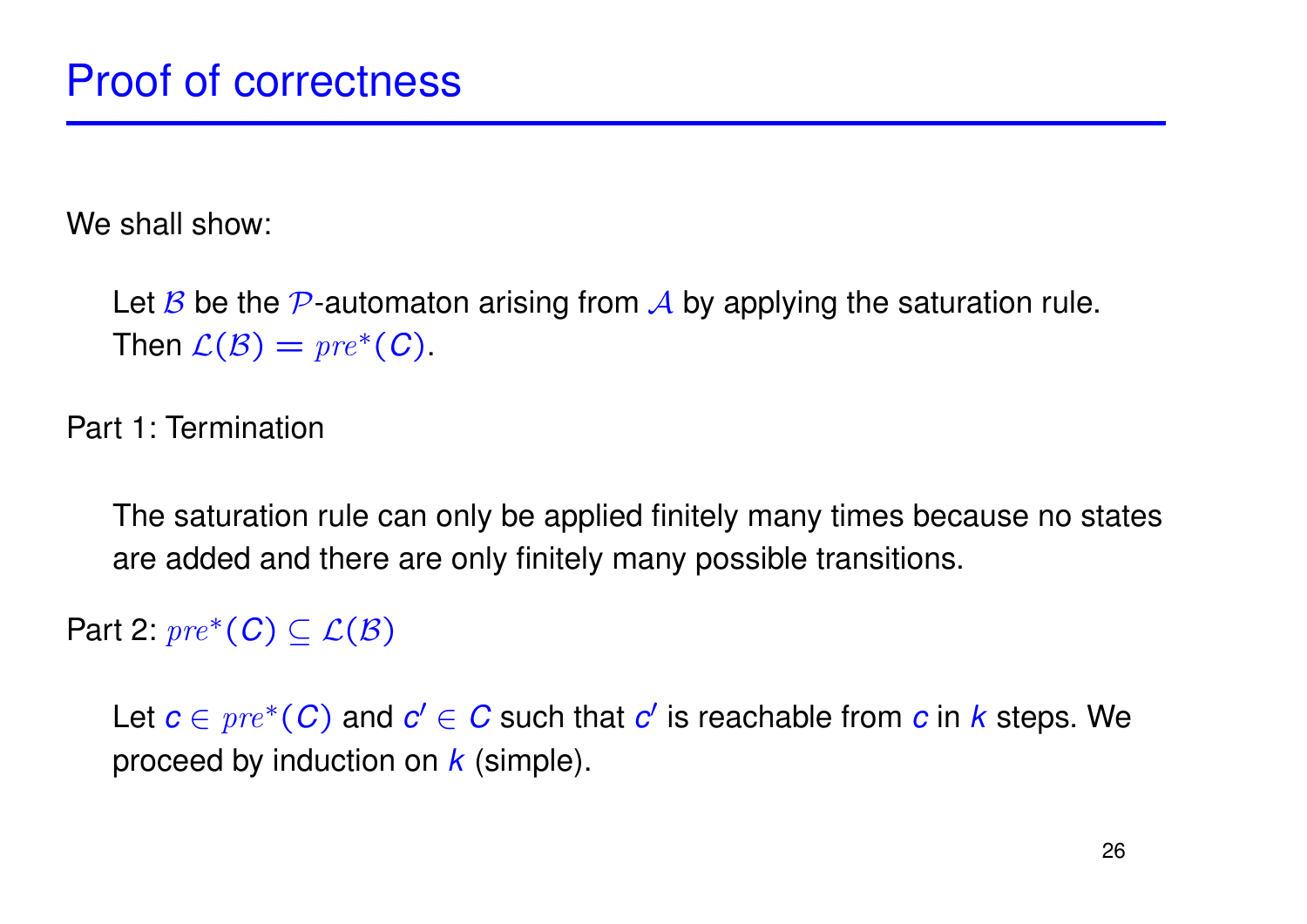# Proof of correctness

We shall show:

Let $\mathcal{B}$ be the $\mathcal{P}$-automaton arising from $\mathcal{A}$ by applying the saturation rule. Then $\mathcal{L}(\mathcal{B}) = pre^*(C)$.

Part 1: Termination

The saturation rule can only be applied finitely many times because no states are added and there are only finitely many possible transitions.

Part 2: $pre^*(C) \subseteq \mathcal{L}(\mathcal{B})$

Let $c \in pre^*(C)$ and $c' \in C$ such that $c'$ is reachable from $c$ in $k$ steps. We proceed by induction on $k$ (simple).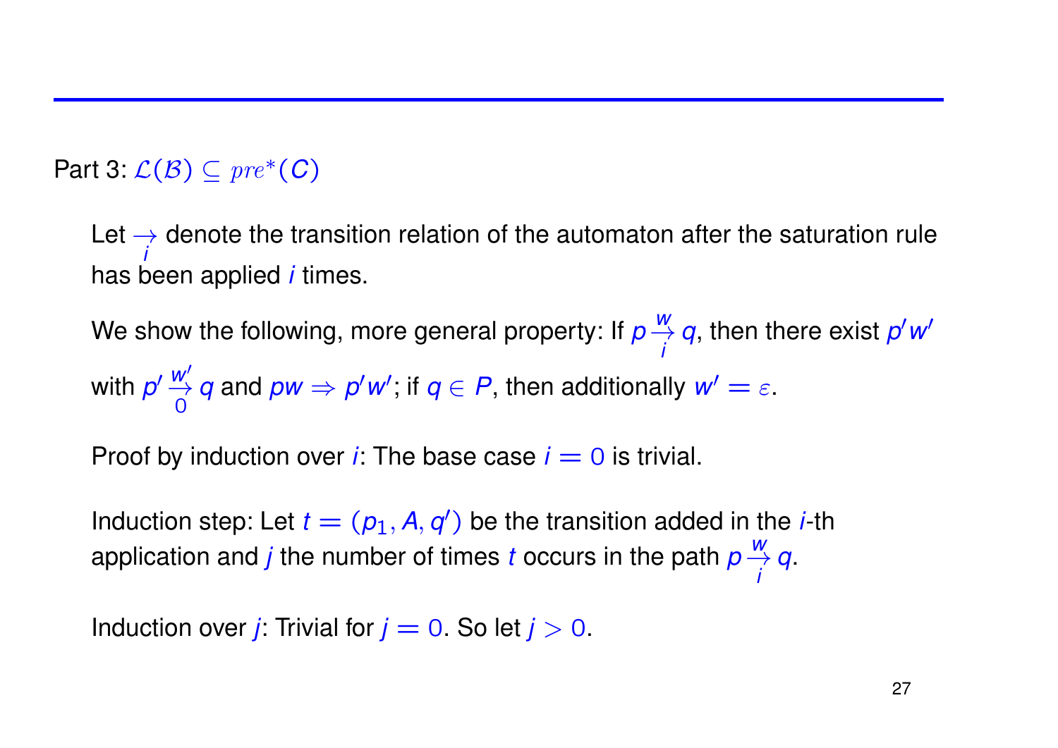Part 3: $\mathcal{L}(\mathcal{B}) \subseteq pre^*(C)$

Let $\underset{i}{\rightarrow}$ denote the transition relation of the automaton after the saturation rule has been applied $i$ times.

We show the following, more general property: If $p \overset{w}{\underset{i}{\rightarrow}} q$, then there exist $p'w'$ with $p' \overset{w'}{\underset{0}{\rightarrow}} q$ and $pw \Rightarrow p'w'$; if $q \in P$, then additionally $w' = \varepsilon$.

Proof by induction over $i$: The base case $i = 0$ is trivial.

Induction step: Let $t = (p_1, A, q')$ be the transition added in the $i$-th application and $j$ the number of times $t$ occurs in the path $p \overset{w}{\underset{i}{\rightarrow}} q$.

Induction over $j$: Trivial for $j = 0$. So let $j > 0$.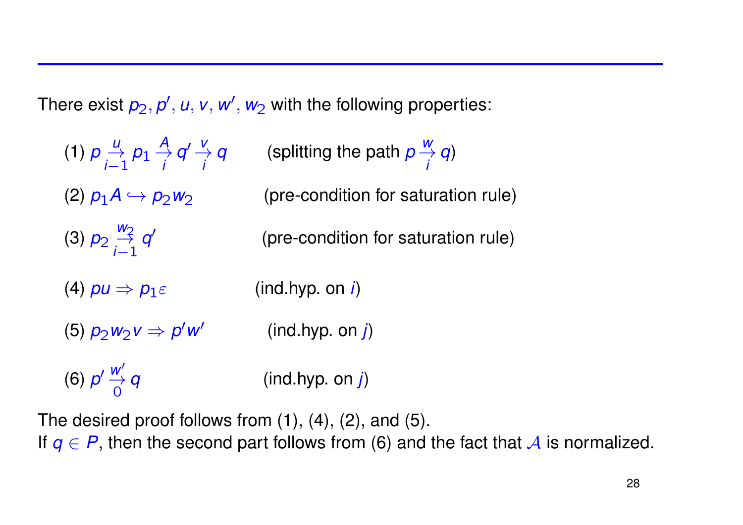There exist $p_2, p', u, v, w', w_2$ with the following properties:

(1) $p \xrightarrow[i-1]{u} p_1 \xrightarrow[i]{A} q' \xrightarrow[i]{v} q$ (splitting the path $p \xrightarrow[i]{w} q$)

(2) $p_1 A \hookrightarrow p_2 w_2$ (pre-condition for saturation rule)

(3) $p_2 \xrightarrow[i-1]{w_2} q'$ (pre-condition for saturation rule)

(4) $pu \Rightarrow p_1 \varepsilon$ (ind.hyp. on $i$)

(5) $p_2 w_2 v \Rightarrow p' w'$ (ind.hyp. on $j$)

(6) $p' \xrightarrow[0]{w'} q$ (ind.hyp. on $j$)

The desired proof follows from (1), (4), (2), and (5).
If $q \in P$, then the second part follows from (6) and the fact that $\mathcal{A}$ is normalized.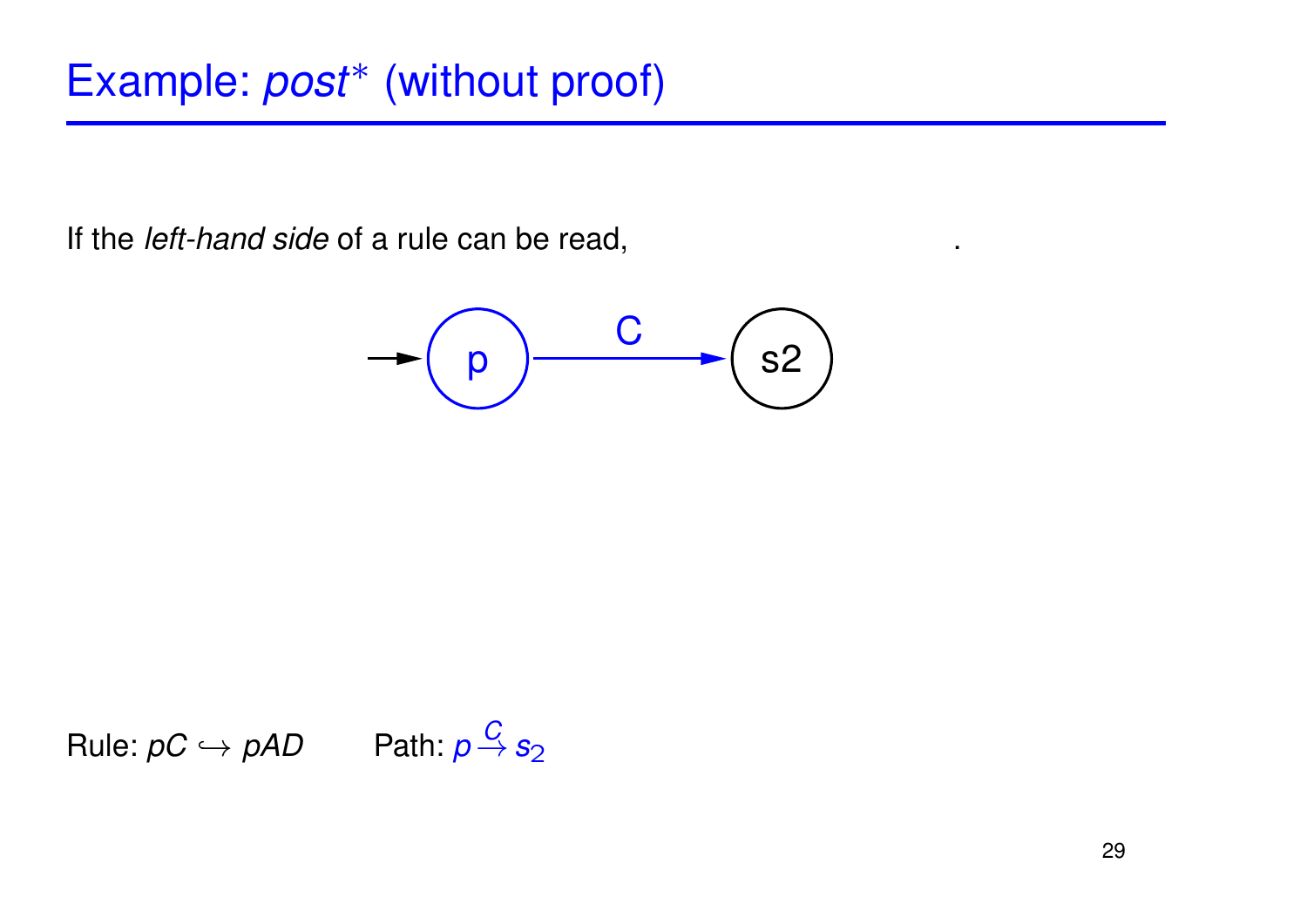# Example: *post\** (without proof)

If the *left-hand side* of a rule can be read,                                        .

Rule: $pC \hookrightarrow pAD$    Path: $p \xrightarrow{C} s_2$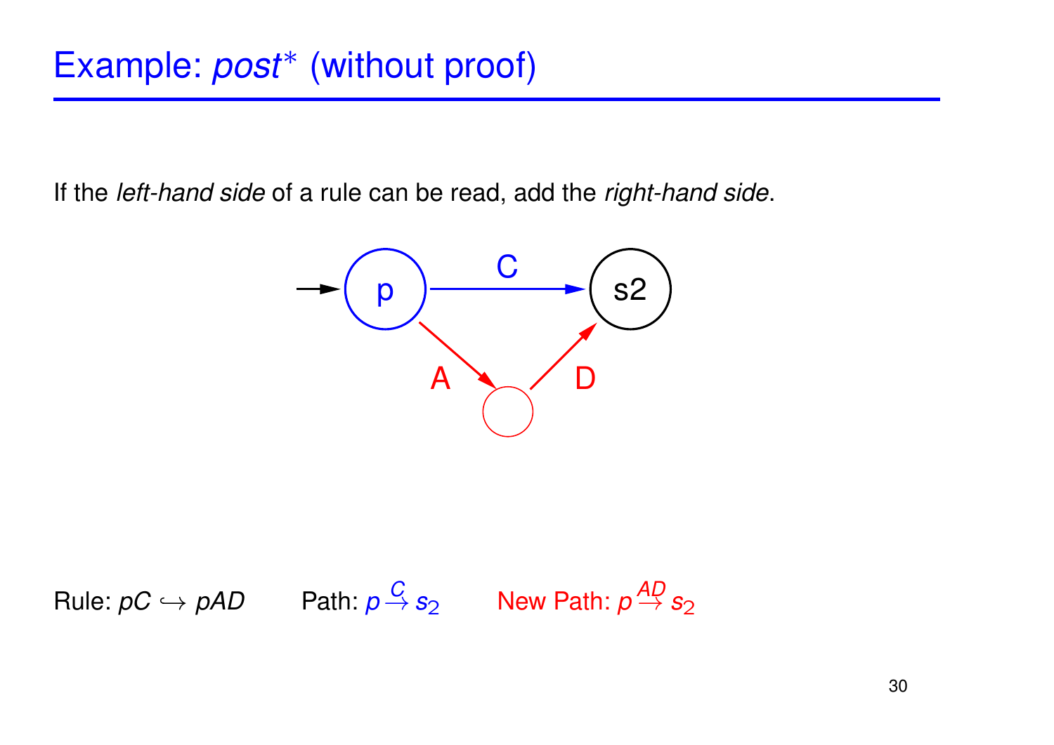# Example: *post*∗ (without proof)

If the *left-hand side* of a rule can be read, add the *right-hand side*.

Rule: $pC \hookrightarrow pAD$ Path: $p \stackrel{C}{\to} s_2$ New Path: $p \stackrel{AD}{\to} s_2$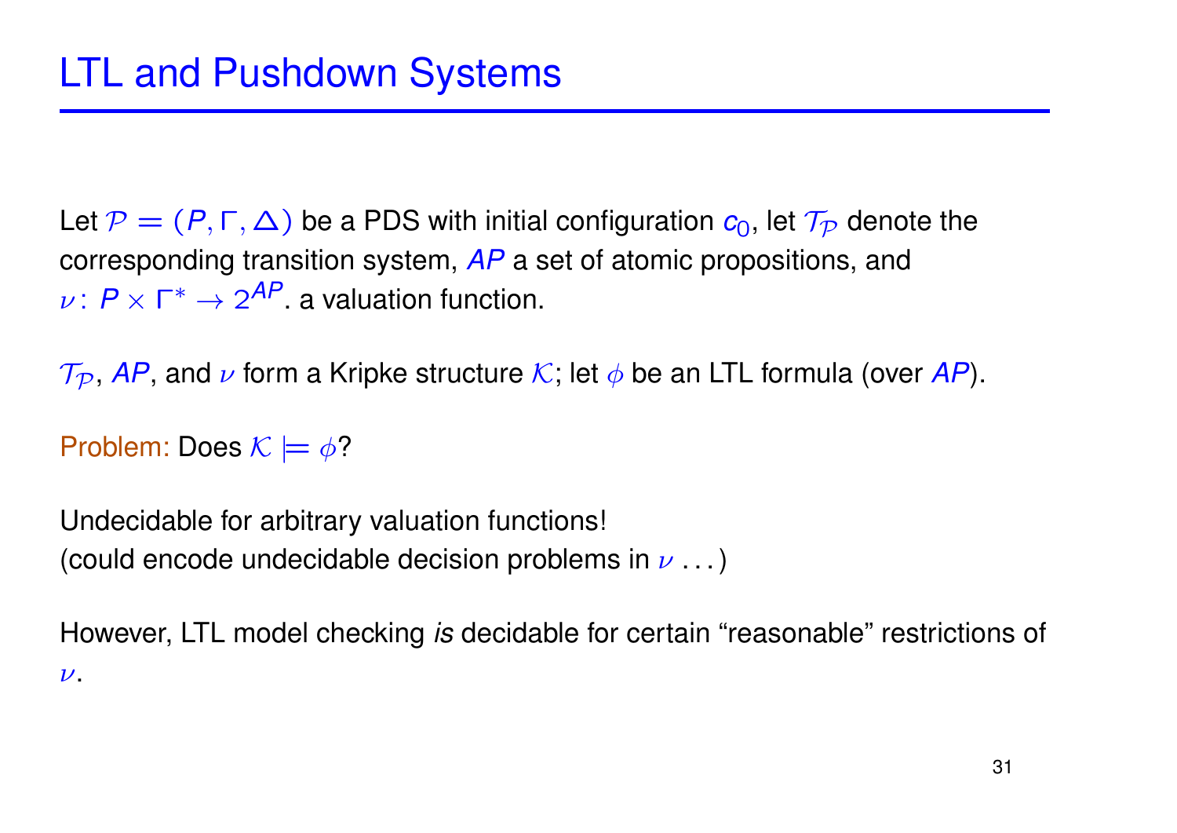# LTL and Pushdown Systems

Let $\mathcal{P} = (P, \Gamma, \Delta)$ be a PDS with initial configuration $c_0$, let $\mathcal{T}_{\mathcal{P}}$ denote the corresponding transition system, $AP$ a set of atomic propositions, and $\nu \colon P \times \Gamma^* \to 2^{AP}$. a valuation function.

$\mathcal{T}_{\mathcal{P}}$, $AP$, and $\nu$ form a Kripke structure $\mathcal{K}$; let $\phi$ be an LTL formula (over $AP$).

Problem: Does $\mathcal{K} \models \phi$?

Undecidable for arbitrary valuation functions!
(could encode undecidable decision problems in $\nu$ ...)

However, LTL model checking *is* decidable for certain “reasonable” restrictions of $\nu$.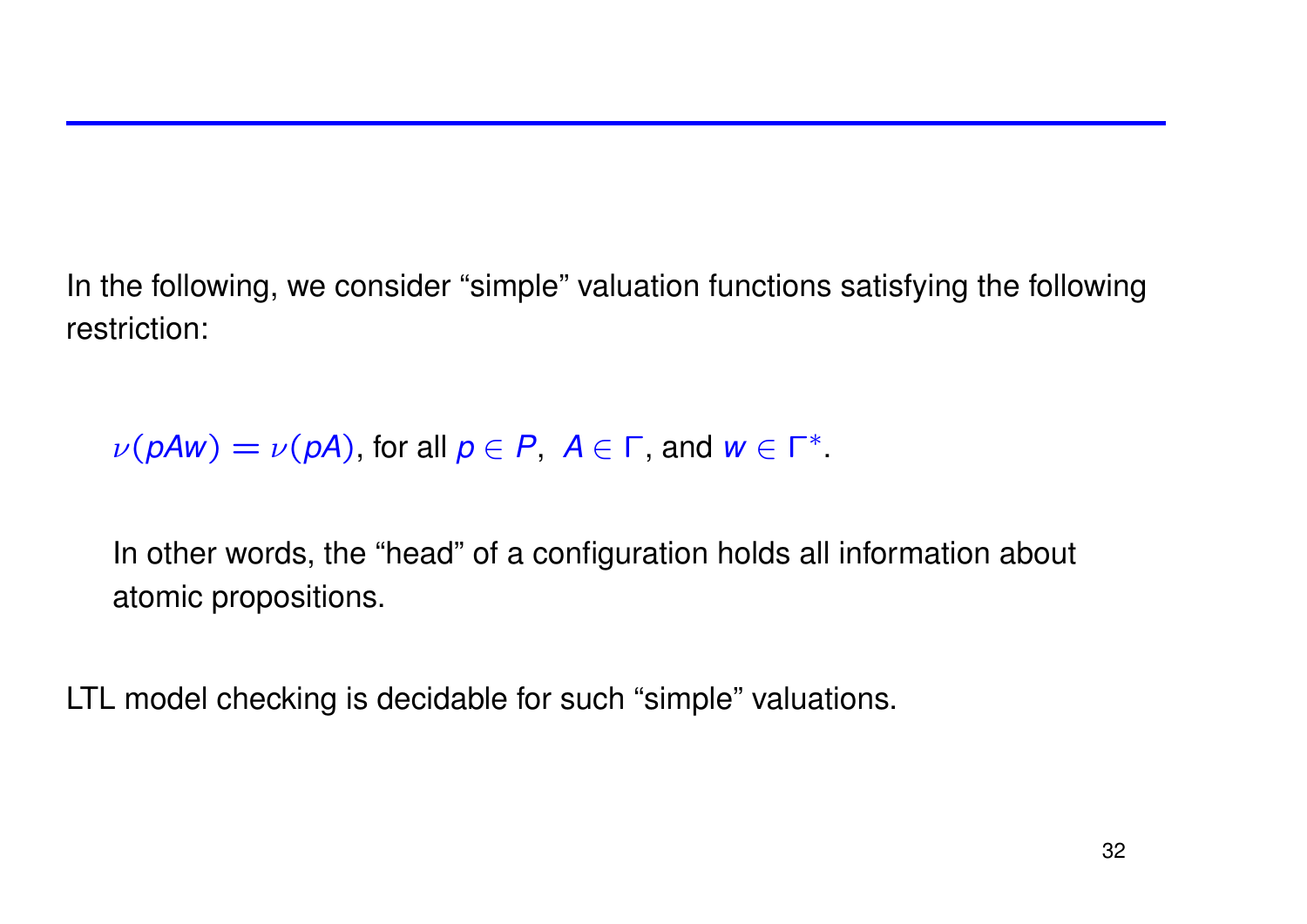In the following, we consider “simple” valuation functions satisfying the following restriction:

$\nu(pAw) = \nu(pA)$, for all $p \in P$, $A \in \Gamma$, and $w \in \Gamma^*$.

In other words, the “head” of a configuration holds all information about atomic propositions.

LTL model checking is decidable for such “simple” valuations.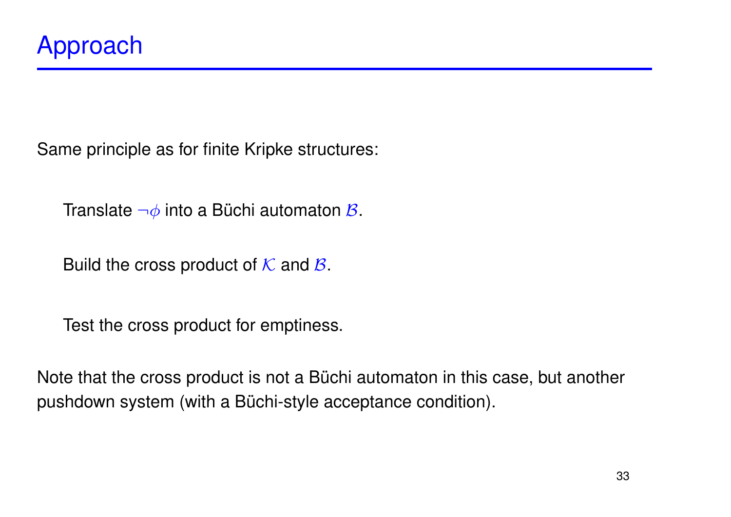# Approach

Same principle as for finite Kripke structures:

- Translate $\neg\phi$ into a Büchi automaton $\mathcal{B}$.
- Build the cross product of $\mathcal{K}$ and $\mathcal{B}$.
- Test the cross product for emptiness.

Note that the cross product is not a Büchi automaton in this case, but another pushdown system (with a Büchi-style acceptance condition).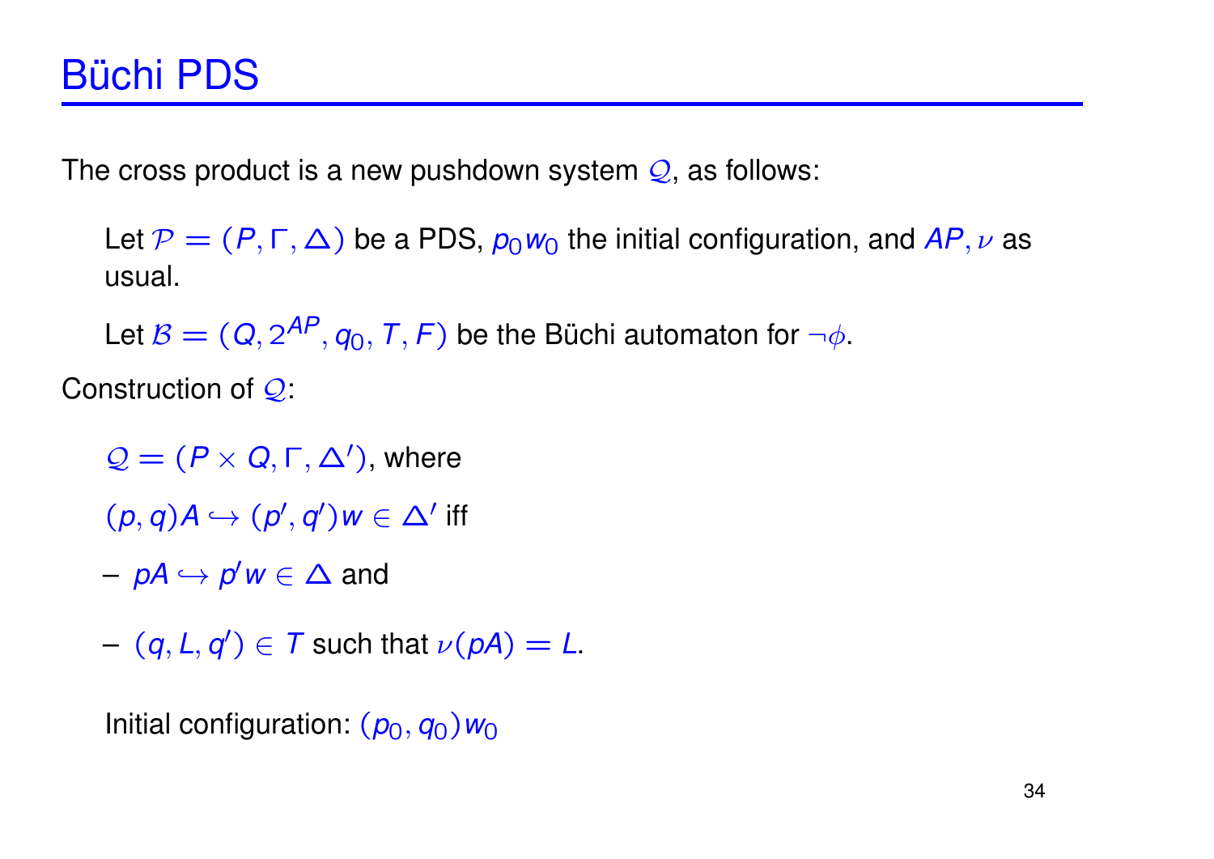# Büchi PDS

The cross product is a new pushdown system $\mathcal{Q}$, as follows:

Let $\mathcal{P} = (P, \Gamma, \Delta)$ be a PDS, $p_0 w_0$ the initial configuration, and $AP, \nu$ as usual.

Let $\mathcal{B} = (Q, 2^{AP}, q_0, T, F)$ be the Büchi automaton for $\neg\phi$.

Construction of $\mathcal{Q}$:

$\mathcal{Q} = (P \times Q, \Gamma, \Delta')$, where

$(p, q)A \hookrightarrow (p', q')w \in \Delta'$ iff

- $pA \hookrightarrow p'w \in \Delta$ and
- $(q, L, q') \in T$ such that $\nu(pA) = L$.

Initial configuration: $(p_0, q_0)w_0$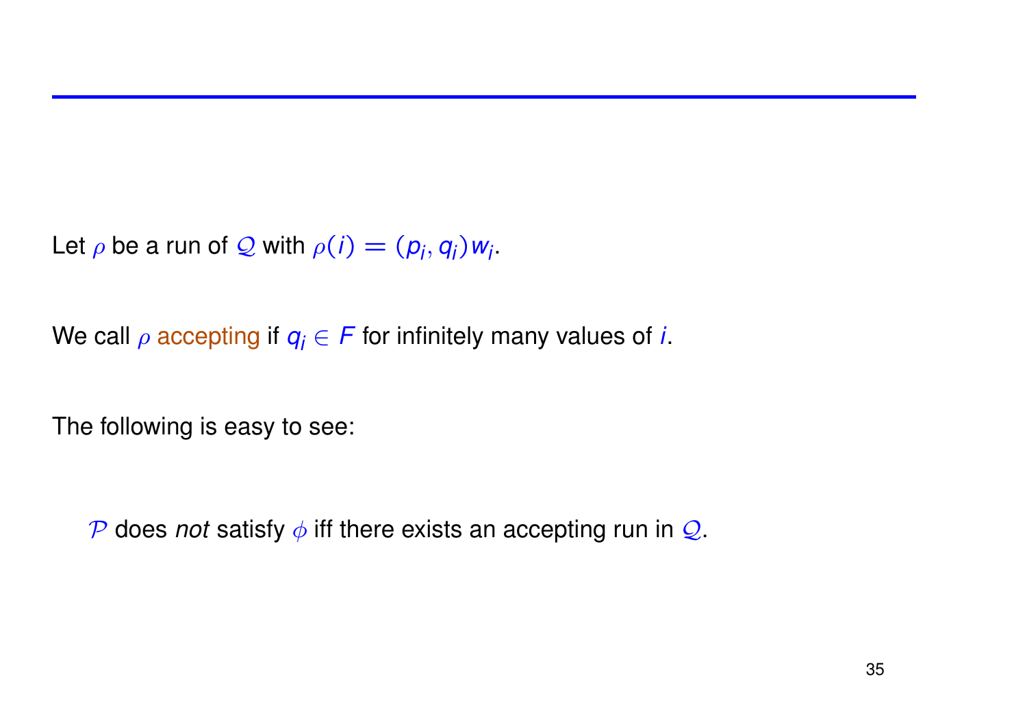Let $\rho$ be a run of $\mathcal{Q}$ with $\rho(i) = (p_i, q_i)w_i$.

We call $\rho$ accepting if $q_i \in F$ for infinitely many values of $i$.

The following is easy to see:

$\mathcal{P}$ does *not* satisfy $\phi$ iff there exists an accepting run in $\mathcal{Q}$.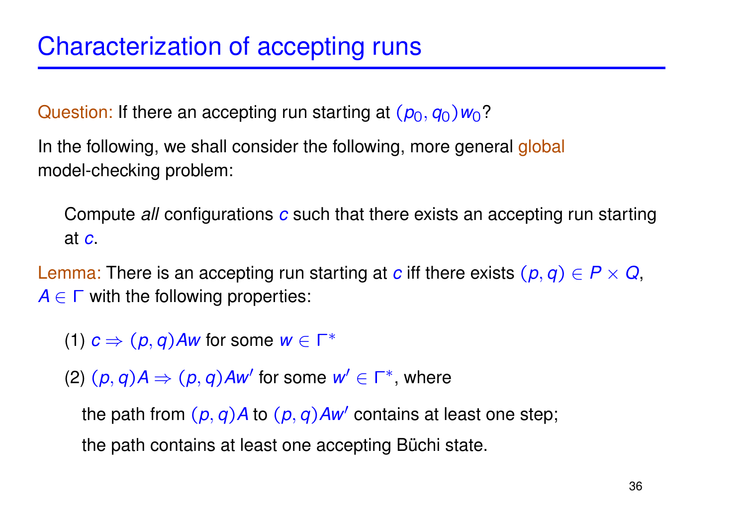# Characterization of accepting runs

Question: If there an accepting run starting at $(p_0, q_0)w_0$?

In the following, we shall consider the following, more general global model-checking problem:

> Compute *all* configurations $c$ such that there exists an accepting run starting at $c$.

Lemma: There is an accepting run starting at $c$ iff there exists $(p, q) \in P \times Q$, $A \in \Gamma$ with the following properties:

(1) $c \Rightarrow (p, q)Aw$ for some $w \in \Gamma^*$

(2) $(p, q)A \Rightarrow (p, q)Aw'$ for some $w' \in \Gamma^*$, where

the path from $(p, q)A$ to $(p, q)Aw'$ contains at least one step;

the path contains at least one accepting Büchi state.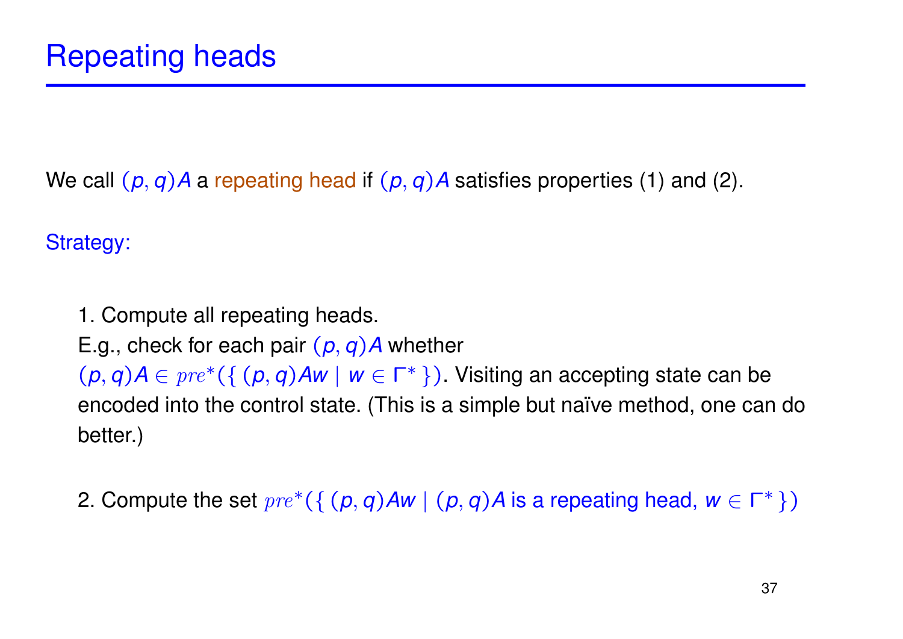# Repeating heads

We call $(p, q)A$ a repeating head if $(p, q)A$ satisfies properties (1) and (2).

Strategy:

1. Compute all repeating heads.
   E.g., check for each pair $(p, q)A$ whether $(p, q)A \in pre^*(\{ (p, q)Aw \mid w \in \Gamma^* \})$. Visiting an accepting state can be encoded into the control state. (This is a simple but naïve method, one can do better.)

2. Compute the set $pre^*(\{ (p, q)Aw \mid (p, q)A \text{ is a repeating head, } w \in \Gamma^* \})$